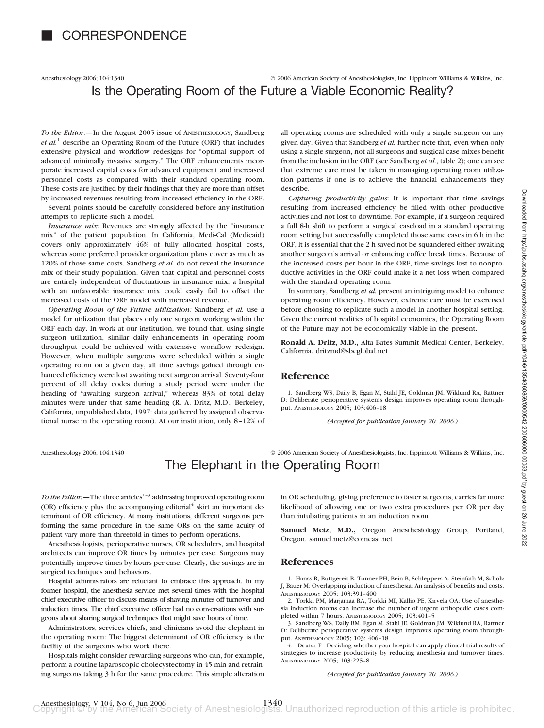# CORRESPONDENCE

Anesthesiology 2006; 104:1340 © 2006 American Society of Anesthesiologists, Inc. Lippincott Williams & Wilkins, Inc.

## Is the Operating Room of the Future a Viable Economic Reality?

*To the Editor:*—In the August 2005 issue of ANESTHESIOLOGY, Sandberg *et al.*[1] describe an Operating Room of the Future (ORF) that includes extensive physical and workflow redesigns for "optimal support of advanced minimally invasive surgery." The ORF enhancements incorporate increased capital costs for advanced equipment and increased personnel costs as compared with their standard operating room. These costs are justified by their findings that they are more than offset by increased revenues resulting from increased efficiency in the ORF.

Several points should be carefully considered before any institution attempts to replicate such a model.

*Insurance mix:* Revenues are strongly affected by the "insurance mix" of the patient population. In California, Medi-Cal (Medicaid) covers only approximately 46% of fully allocated hospital costs, whereas some preferred provider organization plans cover as much as 120% of those same costs. Sandberg *et al.* do not reveal the insurance mix of their study population. Given that capital and personnel costs are entirely independent of fluctuations in insurance mix, a hospital with an unfavorable insurance mix could easily fail to offset the increased costs of the ORF model with increased revenue.

*Operating Room of the Future utilization:* Sandberg *et al.* use a model for utilization that places only one surgeon working within the ORF each day. In work at our institution, we found that, using single surgeon utilization, similar daily enhancements in operating room throughput could be achieved with extensive workflow redesign. However, when multiple surgeons were scheduled within a single operating room on a given day, all time savings gained through enhanced efficiency were lost awaiting next surgeon arrival. Seventy-four percent of all delay codes during a study period were under the heading of "awaiting surgeon arrival," whereas 83% of total delay minutes were under that same heading (R. A. Dritz, M.D., Berkeley, California, unpublished data, 1997: data gathered by assigned observational nurse in the operating room). At our institution, only 8–12% of all operating rooms are scheduled with only a single surgeon on any given day. Given that Sandberg *et al.* further note that, even when only using a single surgeon, not all surgeons and surgical case mixes benefit from the inclusion in the ORF (see Sandberg *et al.*, table 2); one can see that extreme care must be taken in managing operating room utilization patterns if one is to achieve the financial enhancements they describe.

*Capturing productivity gains:* It is important that time savings resulting from increased efficiency be filled with other productive activities and not lost to downtime. For example, if a surgeon required a full 8-h shift to perform a surgical caseload in a standard operating room setting but successfully completed those same cases in 6 h in the ORF, it is essential that the 2 h saved not be squandered either awaiting another surgeon's arrival or enhancing coffee break times. Because of the increased costs per hour in the ORF, time savings lost to nonproductive activities in the ORF could make it a net loss when compared with the standard operating room.

In summary, Sandberg *et al.* present an intriguing model to enhance operating room efficiency. However, extreme care must be exercised before choosing to replicate such a model in another hospital setting. Given the current realities of hospital economics, the Operating Room of the Future may not be economically viable in the present.

**Ronald A. Dritz, M.D.,** Alta Bates Summit Medical Center, Berkeley, California. dritzmd@sbcglobal.net

### Reference

1. Sandberg WS, Daily B, Egan M, Stahl JE, Goldman JM, Wiklund RA, Rattner D: Deliberate perioperative systems design improves operating room throughput. ANESTHESIOLOGY 2005; 103:406–18

*(Accepted for publication January 20, 2006.)*

Anesthesiology 2006; 104:1340 © 2006 American Society of Anesthesiologists, Inc. Lippincott Williams & Wilkins, Inc.

## The Elephant in the Operating Room

*To the Editor:*—The three articles[1–3] addressing improved operating room (OR) efficiency plus the accompanying editorial[4] skirt an important determinant of OR efficiency. At many institutions, different surgeons performing the same procedure in the same ORs on the same acuity of patient vary more than threefold in times to perform operations.

Anesthesiologists, perioperative nurses, OR schedulers, and hospital architects can improve OR times by minutes per case. Surgeons may potentially improve times by hours per case. Clearly, the savings are in surgical techniques and behaviors.

Hospital administrators are reluctant to embrace this approach. In my former hospital, the anesthesia service met several times with the hospital chief executive officer to discuss means of shaving minutes off turnover and induction times. The chief executive officer had no conversations with surgeons about sharing surgical techniques that might save hours of time.

Administrators, services chiefs, and clinicians avoid the elephant in the operating room: The biggest determinant of OR efficiency is the facility of the surgeons who work there.

Hospitals might consider rewarding surgeons who can, for example, perform a routine laparoscopic cholecystectomy in 45 min and retraining surgeons taking 3 h for the same procedure. This simple alteration in OR scheduling, giving preference to faster surgeons, carries far more likelihood of allowing one or two extra procedures per OR per day than intubating patients in an induction room.

**Samuel Metz, M.D.,** Oregon Anesthesiology Group, Portland, Oregon. samuel.metz@comcast.net

### References

1. Hanss R, Buttgereit B, Tonner PH, Bein B, Schleppers A, Steinfath M, Scholz J, Bauer M: Overlapping induction of anesthesia: An analysis of benefits and costs. ANESTHESIOLOGY 2005; 103:391–400
2. Torkki PM, Marjamaa RA, Torkki MI, Kallio PE, Kirvela OA: Use of anesthesia induction rooms can increase the number of urgent orthopedic cases completed within 7 hours. ANESTHESIOLOGY 2005; 103:401–5
3. Sandberg WS, Daily BM, Egan M, Stahl JE, Goldman JM, Wiklund RA, Rattner D: Deliberate perioperative systems design improves operating room throughput. ANESTHESIOLOGY 2005; 103: 406–18
4. Dexter F : Deciding whether your hospital can apply clinical trial results of strategies to increase productivity by reducing anesthesia and turnover times. ANESTHESIOLOGY 2005; 103:225–8

*(Accepted for publication January 20, 2006.)*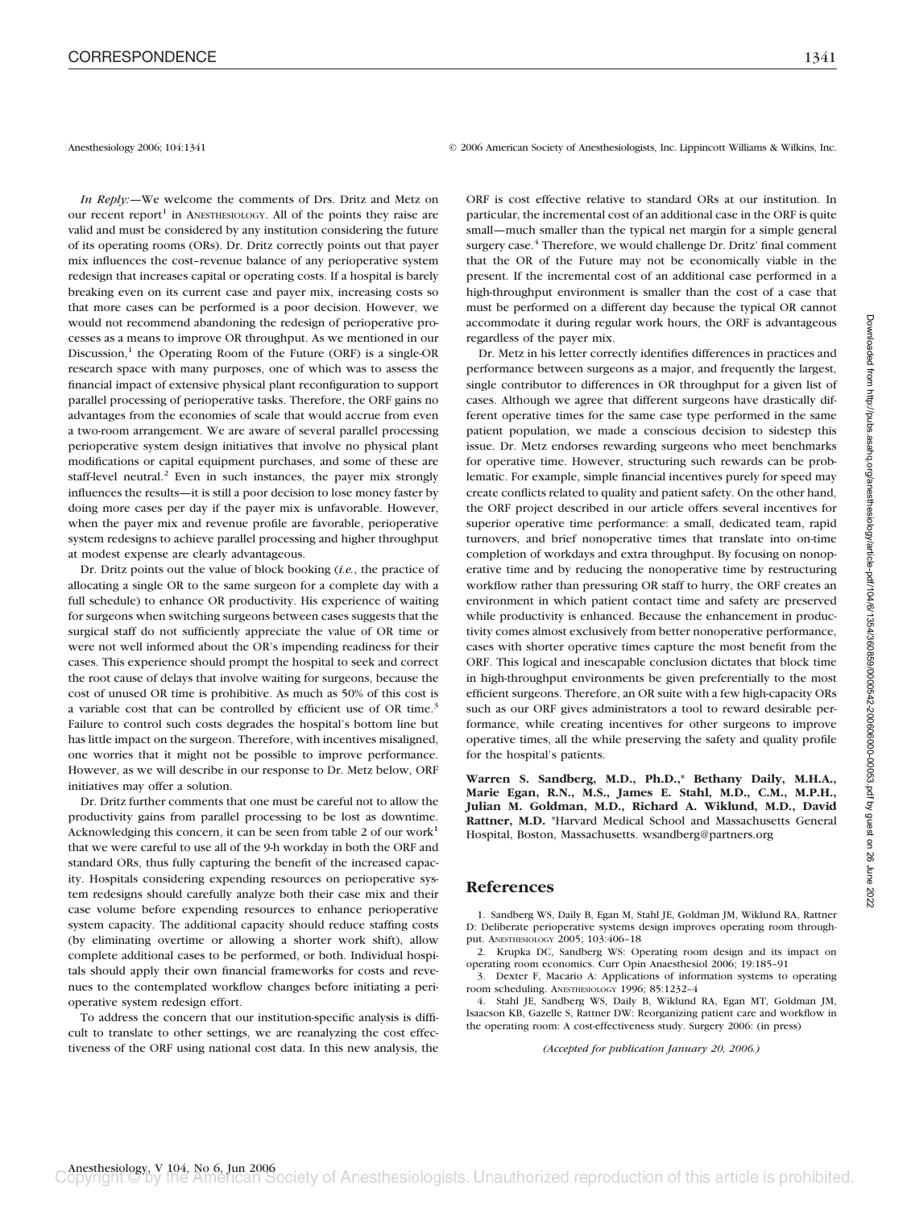Anesthesiology 2006; 104:1341 © 2006 American Society of Anesthesiologists, Inc. Lippincott Williams & Wilkins, Inc.

*In Reply:*—We welcome the comments of Drs. Dritz and Metz on our recent report[1] in ANESTHESIOLOGY. All of the points they raise are valid and must be considered by any institution considering the future of its operating rooms (ORs). Dr. Dritz correctly points out that payer mix influences the cost–revenue balance of any perioperative system redesign that increases capital or operating costs. If a hospital is barely breaking even on its current case and payer mix, increasing costs so that more cases can be performed is a poor decision. However, we would not recommend abandoning the redesign of perioperative processes as a means to improve OR throughput. As we mentioned in our Discussion,[1] the Operating Room of the Future (ORF) is a single-OR research space with many purposes, one of which was to assess the financial impact of extensive physical plant reconfiguration to support parallel processing of perioperative tasks. Therefore, the ORF gains no advantages from the economies of scale that would accrue from even a two-room arrangement. We are aware of several parallel processing perioperative system design initiatives that involve no physical plant modifications or capital equipment purchases, and some of these are staff-level neutral.[2] Even in such instances, the payer mix strongly influences the results—it is still a poor decision to lose money faster by doing more cases per day if the payer mix is unfavorable. However, when the payer mix and revenue profile are favorable, perioperative system redesigns to achieve parallel processing and higher throughput at modest expense are clearly advantageous.

Dr. Dritz points out the value of block booking (*i.e.*, the practice of allocating a single OR to the same surgeon for a complete day with a full schedule) to enhance OR productivity. His experience of waiting for surgeons when switching surgeons between cases suggests that the surgical staff do not sufficiently appreciate the value of OR time or were not well informed about the OR's impending readiness for their cases. This experience should prompt the hospital to seek and correct the root cause of delays that involve waiting for surgeons, because the cost of unused OR time is prohibitive. As much as 50% of this cost is a variable cost that can be controlled by efficient use of OR time.[3] Failure to control such costs degrades the hospital's bottom line but has little impact on the surgeon. Therefore, with incentives misaligned, one worries that it might not be possible to improve performance. However, as we will describe in our response to Dr. Metz below, ORF initiatives may offer a solution.

Dr. Dritz further comments that one must be careful not to allow the productivity gains from parallel processing to be lost as downtime. Acknowledging this concern, it can be seen from table 2 of our work[1] that we were careful to use all of the 9-h workday in both the ORF and standard ORs, thus fully capturing the benefit of the increased capacity. Hospitals considering expending resources on perioperative system redesigns should carefully analyze both their case mix and their case volume before expending resources to enhance perioperative system capacity. The additional capacity should reduce staffing costs (by eliminating overtime or allowing a shorter work shift), allow complete additional cases to be performed, or both. Individual hospitals should apply their own financial frameworks for costs and revenues to the contemplated workflow changes before initiating a perioperative system redesign effort.

To address the concern that our institution-specific analysis is difficult to translate to other settings, we are reanalyzing the cost effectiveness of the ORF using national cost data. In this new analysis, the ORF is cost effective relative to standard ORs at our institution. In particular, the incremental cost of an additional case in the ORF is quite small—much smaller than the typical net margin for a simple general surgery case.[4] Therefore, we would challenge Dr. Dritz' final comment that the OR of the Future may not be economically viable in the present. If the incremental cost of an additional case performed in a high-throughput environment is smaller than the cost of a case that must be performed on a different day because the typical OR cannot accommodate it during regular work hours, the ORF is advantageous regardless of the payer mix.

Dr. Metz in his letter correctly identifies differences in practices and performance between surgeons as a major, and frequently the largest, single contributor to differences in OR throughput for a given list of cases. Although we agree that different surgeons have drastically different operative times for the same case type performed in the same patient population, we made a conscious decision to sidestep this issue. Dr. Metz endorses rewarding surgeons who meet benchmarks for operative time. However, structuring such rewards can be problematic. For example, simple financial incentives purely for speed may create conflicts related to quality and patient safety. On the other hand, the ORF project described in our article offers several incentives for superior operative time performance: a small, dedicated team, rapid turnovers, and brief nonoperative times that translate into on-time completion of workdays and extra throughput. By focusing on nonoperative time and by reducing the nonoperative time by restructuring workflow rather than pressuring OR staff to hurry, the ORF creates an environment in which patient contact time and safety are preserved while productivity is enhanced. Because the enhancement in productivity comes almost exclusively from better nonoperative performance, cases with shorter operative times capture the most benefit from the ORF. This logical and inescapable conclusion dictates that block time in high-throughput environments be given preferentially to the most efficient surgeons. Therefore, an OR suite with a few high-capacity ORs such as our ORF gives administrators a tool to reward desirable performance, while creating incentives for other surgeons to improve operative times, all the while preserving the safety and quality profile for the hospital's patients.

**Warren S. Sandberg, M.D., Ph.D.,\* Bethany Daily, M.H.A., Marie Egan, R.N., M.S., James E. Stahl, M.D., C.M., M.P.H., Julian M. Goldman, M.D., Richard A. Wiklund, M.D., David Rattner, M.D.** \*Harvard Medical School and Massachusetts General Hospital, Boston, Massachusetts. wsandberg@partners.org

## References

1. Sandberg WS, Daily B, Egan M, Stahl JE, Goldman JM, Wiklund RA, Rattner D: Deliberate perioperative systems design improves operating room throughput. ANESTHESIOLOGY 2005; 103:406–18
2. Krupka DC, Sandberg WS: Operating room design and its impact on operating room economics. Curr Opin Anaesthesiol 2006; 19:185–91
3. Dexter F, Macario A: Applications of information systems to operating room scheduling. ANESTHESIOLOGY 1996; 85:1232–4
4. Stahl JE, Sandberg WS, Daily B, Wiklund RA, Egan MT, Goldman JM, Isaacson KB, Gazelle S, Rattner DW: Reorganizing patient care and workflow in the operating room: A cost-effectiveness study. Surgery 2006: (in press)

*(Accepted for publication January 20, 2006.)*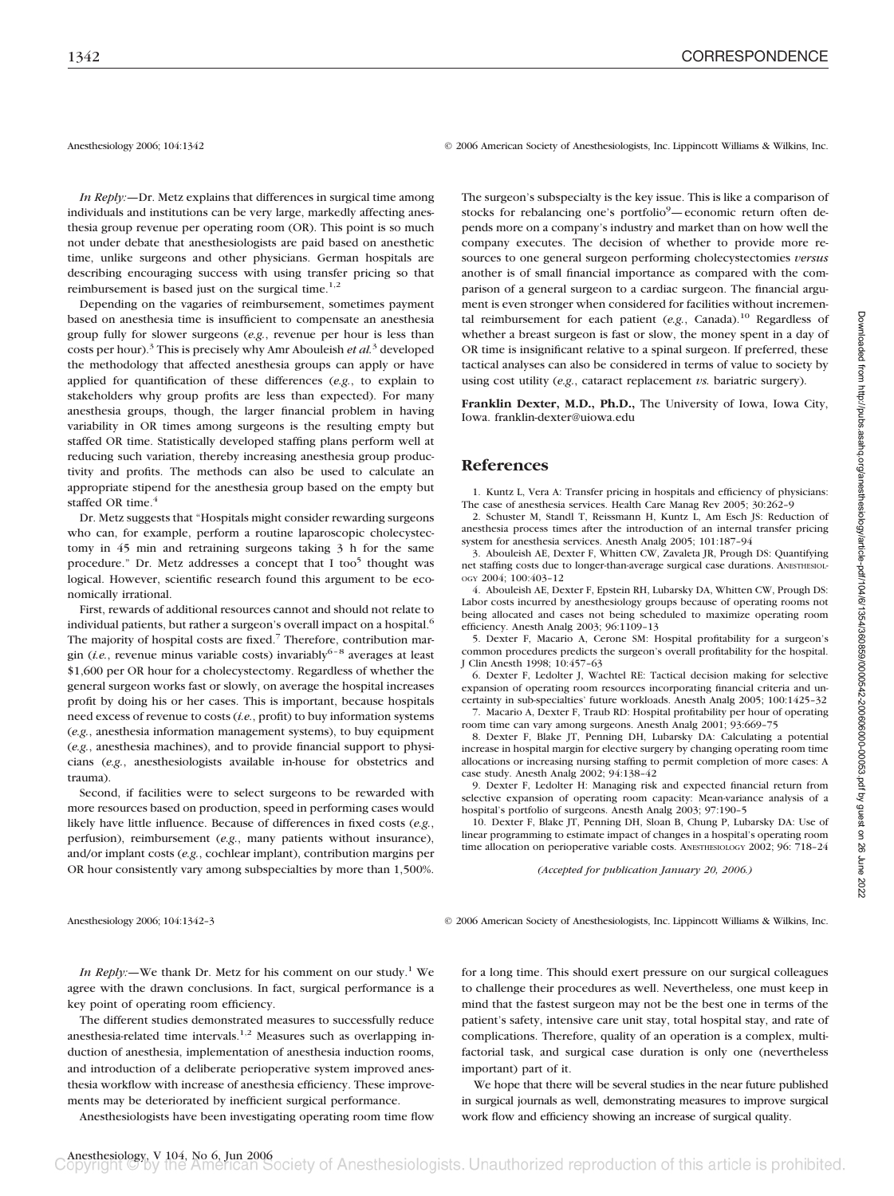Anesthesiology 2006; 104:1342 © 2006 American Society of Anesthesiologists, Inc. Lippincott Williams & Wilkins, Inc.

*In Reply:*—Dr. Metz explains that differences in surgical time among individuals and institutions can be very large, markedly affecting anesthesia group revenue per operating room (OR). This point is so much not under debate that anesthesiologists are paid based on anesthetic time, unlike surgeons and other physicians. German hospitals are describing encouraging success with using transfer pricing so that reimbursement is based just on the surgical time.[1,2]

Depending on the vagaries of reimbursement, sometimes payment based on anesthesia time is insufficient to compensate an anesthesia group fully for slower surgeons (*e.g.*, revenue per hour is less than costs per hour).[3] This is precisely why Amr Abouleish *et al.*[3] developed the methodology that affected anesthesia groups can apply or have applied for quantification of these differences (*e.g.*, to explain to stakeholders why group profits are less than expected). For many anesthesia groups, though, the larger financial problem in having variability in OR times among surgeons is the resulting empty but staffed OR time. Statistically developed staffing plans perform well at reducing such variation, thereby increasing anesthesia group productivity and profits. The methods can also be used to calculate an appropriate stipend for the anesthesia group based on the empty but staffed OR time.[4]

Dr. Metz suggests that "Hospitals might consider rewarding surgeons who can, for example, perform a routine laparoscopic cholecystectomy in 45 min and retraining surgeons taking 3 h for the same procedure." Dr. Metz addresses a concept that I too[5] thought was logical. However, scientific research found this argument to be economically irrational.

First, rewards of additional resources cannot and should not relate to individual patients, but rather a surgeon's overall impact on a hospital.[6] The majority of hospital costs are fixed.[7] Therefore, contribution margin (*i.e.*, revenue minus variable costs) invariably[6–8] averages at least $1,600 per OR hour for a cholecystectomy. Regardless of whether the general surgeon works fast or slowly, on average the hospital increases profit by doing his or her cases. This is important, because hospitals need excess of revenue to costs (*i.e.*, profit) to buy information systems (*e.g.*, anesthesia information management systems), to buy equipment (*e.g.*, anesthesia machines), and to provide financial support to physicians (*e.g.*, anesthesiologists available in-house for obstetrics and trauma).

Second, if facilities were to select surgeons to be rewarded with more resources based on production, speed in performing cases would likely have little influence. Because of differences in fixed costs (*e.g.*, perfusion), reimbursement (*e.g.*, many patients without insurance), and/or implant costs (*e.g.*, cochlear implant), contribution margins per OR hour consistently vary among subspecialties by more than 1,500%. The surgeon's subspecialty is the key issue. This is like a comparison of stocks for rebalancing one's portfolio[9]—economic return often depends more on a company's industry and market than on how well the company executes. The decision of whether to provide more resources to one general surgeon performing cholecystectomies *versus* another is of small financial importance as compared with the comparison of a general surgeon to a cardiac surgeon. The financial argument is even stronger when considered for facilities without incremental reimbursement for each patient (*e.g.*, Canada).[10] Regardless of whether a breast surgeon is fast or slow, the money spent in a day of OR time is insignificant relative to a spinal surgeon. If preferred, these tactical analyses can also be considered in terms of value to society by using cost utility (*e.g.*, cataract replacement *vs.* bariatric surgery).

**Franklin Dexter, M.D., Ph.D.,** The University of Iowa, Iowa City, Iowa. franklin-dexter@uiowa.edu

## References

1. Kuntz L, Vera A: Transfer pricing in hospitals and efficiency of physicians: The case of anesthesia services. Health Care Manag Rev 2005; 30:262–9
2. Schuster M, Standl T, Reissmann H, Kuntz L, Am Esch JS: Reduction of anesthesia process times after the introduction of an internal transfer pricing system for anesthesia services. Anesth Analg 2005; 101:187–94
3. Abouleish AE, Dexter F, Whitten CW, Zavaleta JR, Prough DS: Quantifying net staffing costs due to longer-than-average surgical case durations. Anesthesiology 2004; 100:403–12
4. Abouleish AE, Dexter F, Epstein RH, Lubarsky DA, Whitten CW, Prough DS: Labor costs incurred by anesthesiology groups because of operating rooms not being allocated and cases not being scheduled to maximize operating room efficiency. Anesth Analg 2003; 96:1109–13
5. Dexter F, Macario A, Cerone SM: Hospital profitability for a surgeon's common procedures predicts the surgeon's overall profitability for the hospital. J Clin Anesth 1998; 10:457–63
6. Dexter F, Ledolter J, Wachtel RE: Tactical decision making for selective expansion of operating room resources incorporating financial criteria and uncertainty in sub-specialties' future workloads. Anesth Analg 2005; 100:1425–32
7. Macario A, Dexter F, Traub RD: Hospital profitability per hour of operating room time can vary among surgeons. Anesth Analg 2001; 93:669–75
8. Dexter F, Blake JT, Penning DH, Lubarsky DA: Calculating a potential increase in hospital margin for elective surgery by changing operating room time allocations or increasing nursing staffing to permit completion of more cases: A case study. Anesth Analg 2002; 94:138–42
9. Dexter F, Ledolter H: Managing risk and expected financial return from selective expansion of operating room capacity: Mean-variance analysis of a hospital's portfolio of surgeons. Anesth Analg 2003; 97:190–5
10. Dexter F, Blake JT, Penning DH, Sloan B, Chung P, Lubarsky DA: Use of linear programming to estimate impact of changes in a hospital's operating room time allocation on perioperative variable costs. Anesthesiology 2002; 96: 718–24

*(Accepted for publication January 20, 2006.)*

Anesthesiology 2006; 104:1342–3 © 2006 American Society of Anesthesiologists, Inc. Lippincott Williams & Wilkins, Inc.

*In Reply:*—We thank Dr. Metz for his comment on our study.[1] We agree with the drawn conclusions. In fact, surgical performance is a key point of operating room efficiency.

The different studies demonstrated measures to successfully reduce anesthesia-related time intervals.[1,2] Measures such as overlapping induction of anesthesia, implementation of anesthesia induction rooms, and introduction of a deliberate perioperative system improved anesthesia workflow with increase of anesthesia efficiency. These improvements may be deteriorated by inefficient surgical performance.

Anesthesiologists have been investigating operating room time flow for a long time. This should exert pressure on our surgical colleagues to challenge their procedures as well. Nevertheless, one must keep in mind that the fastest surgeon may not be the best one in terms of the patient's safety, intensive care unit stay, total hospital stay, and rate of complications. Therefore, quality of an operation is a complex, multifactorial task, and surgical case duration is only one (nevertheless important) part of it.

We hope that there will be several studies in the near future published in surgical journals as well, demonstrating measures to improve surgical work flow and efficiency showing an increase of surgical quality.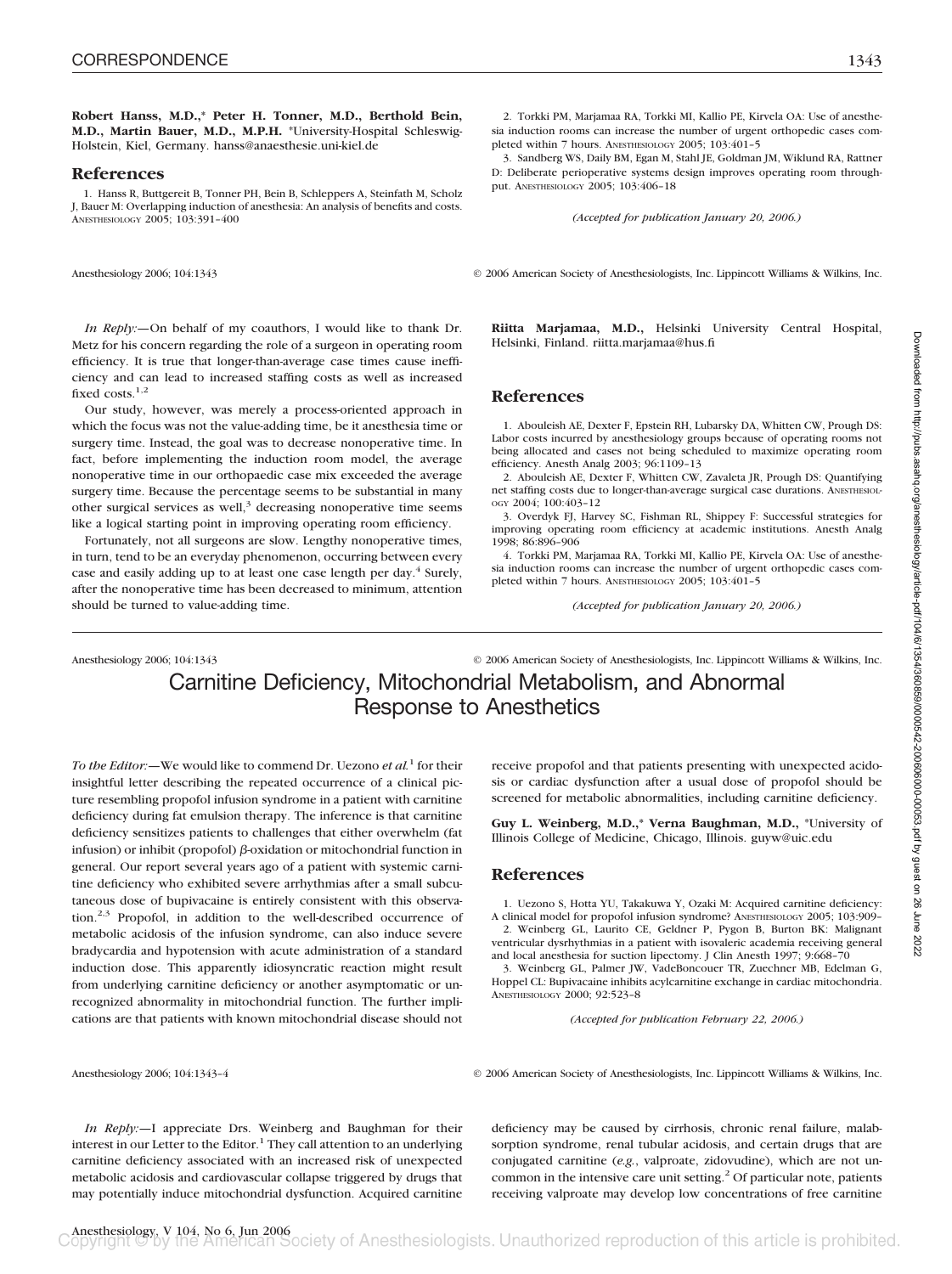**Robert Hanss, M.D.,*** **Peter H. Tonner, M.D., Berthold Bein, M.D., Martin Bauer, M.D., M.P.H.** *University-Hospital Schleswig-Holstein, Kiel, Germany. hanss@anaesthesie.uni-kiel.de

## References

1. Hanss R, Buttgereit B, Tonner PH, Bein B, Schleppers A, Steinfath M, Scholz J, Bauer M: Overlapping induction of anesthesia: An analysis of benefits and costs. Anesthesiology 2005; 103:391–400
2. Torkki PM, Marjamaa RA, Torkki MI, Kallio PE, Kirvela OA: Use of anesthesia induction rooms can increase the number of urgent orthopedic cases completed within 7 hours. Anesthesiology 2005; 103:401–5
3. Sandberg WS, Daily BM, Egan M, Stahl JE, Goldman JM, Wiklund RA, Rattner D: Deliberate perioperative systems design improves operating room throughput. Anesthesiology 2005; 103:406–18

*(Accepted for publication January 20, 2006.)*

---

Anesthesiology 2006; 104:1343 © 2006 American Society of Anesthesiologists, Inc. Lippincott Williams & Wilkins, Inc.

*In Reply:*—On behalf of my coauthors, I would like to thank Dr. Metz for his concern regarding the role of a surgeon in operating room efficiency. It is true that longer-than-average case times cause inefficiency and can lead to increased staffing costs as well as increased fixed costs.[1,2]

Our study, however, was merely a process-oriented approach in which the focus was not the value-adding time, be it anesthesia time or surgery time. Instead, the goal was to decrease nonoperative time. In fact, before implementing the induction room model, the average nonoperative time in our orthopaedic case mix exceeded the average surgery time. Because the percentage seems to be substantial in many other surgical services as well,[3] decreasing nonoperative time seems like a logical starting point in improving operating room efficiency.

Fortunately, not all surgeons are slow. Lengthy nonoperative times, in turn, tend to be an everyday phenomenon, occurring between every case and easily adding up to at least one case length per day.[4] Surely, after the nonoperative time has been decreased to minimum, attention should be turned to value-adding time.

**Riitta Marjamaa, M.D.,** Helsinki University Central Hospital, Helsinki, Finland. riitta.marjamaa@hus.fi

## References

1. Abouleish AE, Dexter F, Epstein RH, Lubarsky DA, Whitten CW, Prough DS: Labor costs incurred by anesthesiology groups because of operating rooms not being allocated and cases not being scheduled to maximize operating room efficiency. Anesth Analg 2003; 96:1109–13
2. Abouleish AE, Dexter F, Whitten CW, Zavaleta JR, Prough DS: Quantifying net staffing costs due to longer-than-average surgical case durations. Anesthesiology 2004; 100:403–12
3. Overdyk FJ, Harvey SC, Fishman RL, Shippey F: Successful strategies for improving operating room efficiency at academic institutions. Anesth Analg 1998; 86:896–906
4. Torkki PM, Marjamaa RA, Torkki MI, Kallio PE, Kirvela OA: Use of anesthesia induction rooms can increase the number of urgent orthopedic cases completed within 7 hours. Anesthesiology 2005; 103:401–5

*(Accepted for publication January 20, 2006.)*

---

Anesthesiology 2006; 104:1343 © 2006 American Society of Anesthesiologists, Inc. Lippincott Williams & Wilkins, Inc.

# Carnitine Deficiency, Mitochondrial Metabolism, and Abnormal Response to Anesthetics

*To the Editor:*—We would like to commend Dr. Uezono *et al.*[1] for their insightful letter describing the repeated occurrence of a clinical picture resembling propofol infusion syndrome in a patient with carnitine deficiency during fat emulsion therapy. The inference is that carnitine deficiency sensitizes patients to challenges that either overwhelm (fat infusion) or inhibit (propofol) β-oxidation or mitochondrial function in general. Our report several years ago of a patient with systemic carnitine deficiency who exhibited severe arrhythmias after a small subcutaneous dose of bupivacaine is entirely consistent with this observation.[2,3] Propofol, in addition to the well-described occurrence of metabolic acidosis of the infusion syndrome, can also induce severe bradycardia and hypotension with acute administration of a standard induction dose. This apparently idiosyncratic reaction might result from underlying carnitine deficiency or another asymptomatic or unrecognized abnormality in mitochondrial function. The further implications are that patients with known mitochondrial disease should not receive propofol and that patients presenting with unexpected acidosis or cardiac dysfunction after a usual dose of propofol should be screened for metabolic abnormalities, including carnitine deficiency.

**Guy L. Weinberg, M.D.,*** **Verna Baughman, M.D.,** *University of Illinois College of Medicine, Chicago, Illinois. guyw@uic.edu

## References

1. Uezono S, Hotta YU, Takakuwa Y, Ozaki M: Acquired carnitine deficiency: A clinical model for propofol infusion syndrome? Anesthesiology 2005; 103:909–
2. Weinberg GL, Laurito CE, Geldner P, Pygon B, Burton BK: Malignant ventricular dysrhythmias in a patient with isovaleric academia receiving general and local anesthesia for suction lipectomy. J Clin Anesth 1997; 9:668–70
3. Weinberg GL, Palmer JW, VadeBoncouer TR, Zuechner MB, Edelman G, Hoppel CL: Bupivacaine inhibits acylcarnitine exchange in cardiac mitochondria. Anesthesiology 2000; 92:523–8

*(Accepted for publication February 22, 2006.)*

---

Anesthesiology 2006; 104:1343–4 © 2006 American Society of Anesthesiologists, Inc. Lippincott Williams & Wilkins, Inc.

*In Reply:*—I appreciate Drs. Weinberg and Baughman for their interest in our Letter to the Editor.[1] They call attention to an underlying carnitine deficiency associated with an increased risk of unexpected metabolic acidosis and cardiovascular collapse triggered by drugs that may potentially induce mitochondrial dysfunction. Acquired carnitine deficiency may be caused by cirrhosis, chronic renal failure, malabsorption syndrome, renal tubular acidosis, and certain drugs that are conjugated carnitine (*e.g.*, valproate, zidovudine), which are not uncommon in the intensive care unit setting.[2] Of particular note, patients receiving valproate may develop low concentrations of free carnitine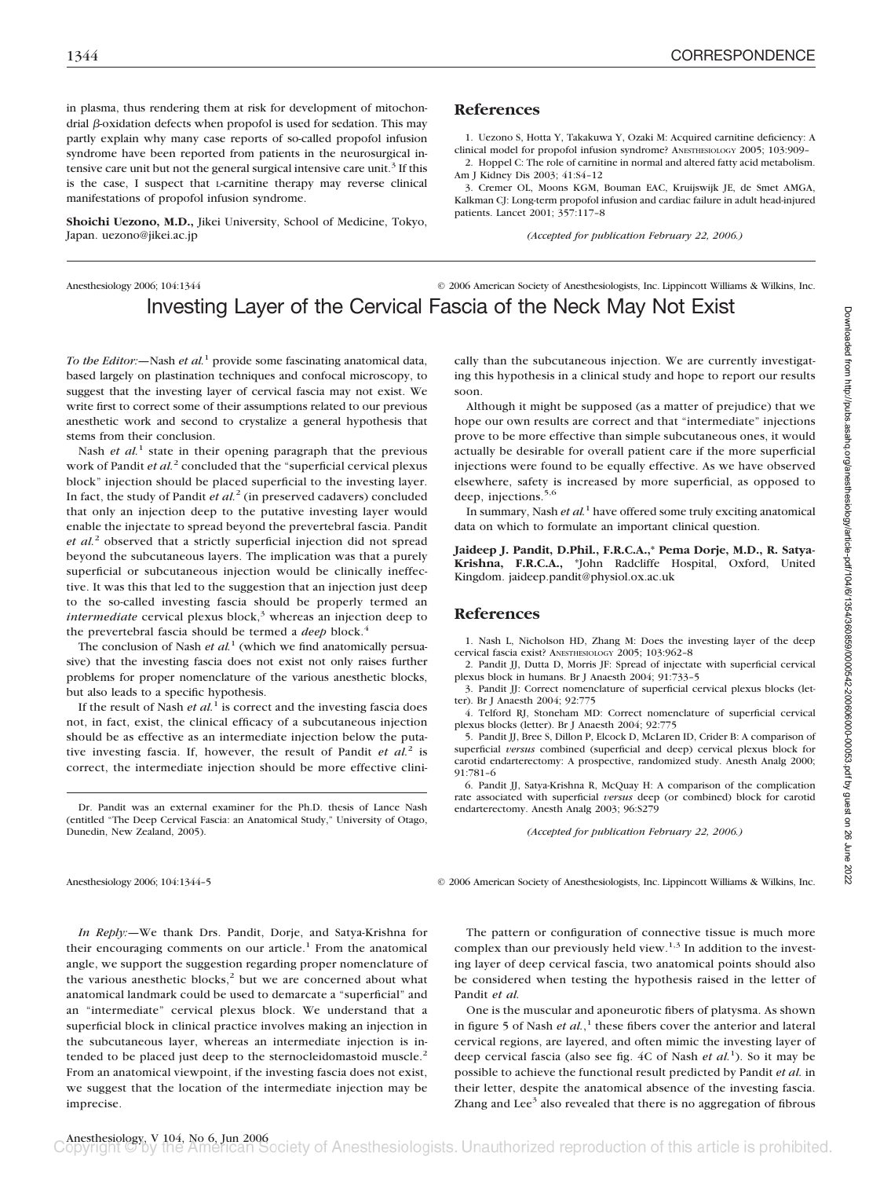in plasma, thus rendering them at risk for development of mitochondrial β-oxidation defects when propofol is used for sedation. This may partly explain why many case reports of so-called propofol infusion syndrome have been reported from patients in the neurosurgical intensive care unit but not the general surgical intensive care unit.[3] If this is the case, I suspect that L-carnitine therapy may reverse clinical manifestations of propofol infusion syndrome.

**Shoichi Uezono, M.D.,** Jikei University, School of Medicine, Tokyo, Japan. uezono@jikei.ac.jp

## References

1. Uezono S, Hotta Y, Takakuwa Y, Ozaki M: Acquired carnitine deficiency: A clinical model for propofol infusion syndrome? ANESTHESIOLOGY 2005; 103:909–
2. Hoppel C: The role of carnitine in normal and altered fatty acid metabolism. Am J Kidney Dis 2003; 41:S4–12
3. Cremer OL, Moons KGM, Bouman EAC, Kruijswijk JE, de Smet AMGA, Kalkman CJ: Long-term propofol infusion and cardiac failure in adult head-injured patients. Lancet 2001; 357:117–8

*(Accepted for publication February 22, 2006.)*

---

Anesthesiology 2006; 104:1344 © 2006 American Society of Anesthesiologists, Inc. Lippincott Williams & Wilkins, Inc.

# Investing Layer of the Cervical Fascia of the Neck May Not Exist

*To the Editor:*—Nash *et al.*[1] provide some fascinating anatomical data, based largely on plastination techniques and confocal microscopy, to suggest that the investing layer of cervical fascia may not exist. We write first to correct some of their assumptions related to our previous anesthetic work and second to crystalize a general hypothesis that stems from their conclusion.

Nash *et al.*[1] state in their opening paragraph that the previous work of Pandit *et al.*[2] concluded that the "superficial cervical plexus block" injection should be placed superficial to the investing layer. In fact, the study of Pandit *et al.*[2] (in preserved cadavers) concluded that only an injection deep to the putative investing layer would enable the injectate to spread beyond the prevertebral fascia. Pandit *et al.*[2] observed that a strictly superficial injection did not spread beyond the subcutaneous layers. The implication was that a purely superficial or subcutaneous injection would be clinically ineffective. It was this that led to the suggestion that an injection just deep to the so-called investing fascia should be properly termed an *intermediate* cervical plexus block,[3] whereas an injection deep to the prevertebral fascia should be termed a *deep* block.[4]

The conclusion of Nash *et al.*[1] (which we find anatomically persuasive) that the investing fascia does not exist not only raises further problems for proper nomenclature of the various anesthetic blocks, but also leads to a specific hypothesis.

If the result of Nash *et al.*[1] is correct and the investing fascia does not, in fact, exist, the clinical efficacy of a subcutaneous injection should be as effective as an intermediate injection below the putative investing fascia. If, however, the result of Pandit *et al.*[2] is correct, the intermediate injection should be more effective clinically than the subcutaneous injection. We are currently investigating this hypothesis in a clinical study and hope to report our results soon.

Although it might be supposed (as a matter of prejudice) that we hope our own results are correct and that "intermediate" injections prove to be more effective than simple subcutaneous ones, it would actually be desirable for overall patient care if the more superficial injections were found to be equally effective. As we have observed elsewhere, safety is increased by more superficial, as opposed to deep, injections.[5,6]

In summary, Nash *et al.*[1] have offered some truly exciting anatomical data on which to formulate an important clinical question.

**Jaideep J. Pandit, D.Phil., F.R.C.A.,\* Pema Dorje, M.D., R. Satya-Krishna, F.R.C.A.,** \*John Radcliffe Hospital, Oxford, United Kingdom. jaideep.pandit@physiol.ox.ac.uk

Dr. Pandit was an external examiner for the Ph.D. thesis of Lance Nash (entitled "The Deep Cervical Fascia: an Anatomical Study," University of Otago, Dunedin, New Zealand, 2005).

## References

1. Nash L, Nicholson HD, Zhang M: Does the investing layer of the deep cervical fascia exist? ANESTHESIOLOGY 2005; 103:962–8
2. Pandit JJ, Dutta D, Morris JF: Spread of injectate with superficial cervical plexus block in humans. Br J Anaesth 2004; 91:733–5
3. Pandit JJ: Correct nomenclature of superficial cervical plexus blocks (letter). Br J Anaesth 2004; 92:775
4. Telford RJ, Stoneham MD: Correct nomenclature of superficial cervical plexus blocks (letter). Br J Anaesth 2004; 92:775
5. Pandit JJ, Bree S, Dillon P, Elcock D, McLaren ID, Crider B: A comparison of superficial *versus* combined (superficial and deep) cervical plexus block for carotid endarterectomy: A prospective, randomized study. Anesth Analg 2000; 91:781–6
6. Pandit JJ, Satya-Krishna R, McQuay H: A comparison of the complication rate associated with superficial *versus* deep (or combined) block for carotid endarterectomy. Anesth Analg 2003; 96:S279

*(Accepted for publication February 22, 2006.)*

---

Anesthesiology 2006; 104:1344–5 © 2006 American Society of Anesthesiologists, Inc. Lippincott Williams & Wilkins, Inc.

*In Reply:*—We thank Drs. Pandit, Dorje, and Satya-Krishna for their encouraging comments on our article.[1] From the anatomical angle, we support the suggestion regarding proper nomenclature of the various anesthetic blocks,[2] but we are concerned about what anatomical landmark could be used to demarcate a "superficial" and an "intermediate" cervical plexus block. We understand that a superficial block in clinical practice involves making an injection in the subcutaneous layer, whereas an intermediate injection is intended to be placed just deep to the sternocleidomastoid muscle.[2] From an anatomical viewpoint, if the investing fascia does not exist, we suggest that the location of the intermediate injection may be imprecise.

The pattern or configuration of connective tissue is much more complex than our previously held view.[1,3] In addition to the investing layer of deep cervical fascia, two anatomical points should also be considered when testing the hypothesis raised in the letter of Pandit *et al.*

One is the muscular and aponeurotic fibers of platysma. As shown in figure 5 of Nash *et al.*,[1] these fibers cover the anterior and lateral cervical regions, are layered, and often mimic the investing layer of deep cervical fascia (also see fig. 4C of Nash *et al.*[1]). So it may be possible to achieve the functional result predicted by Pandit *et al.* in their letter, despite the anatomical absence of the investing fascia. Zhang and Lee[3] also revealed that there is no aggregation of fibrous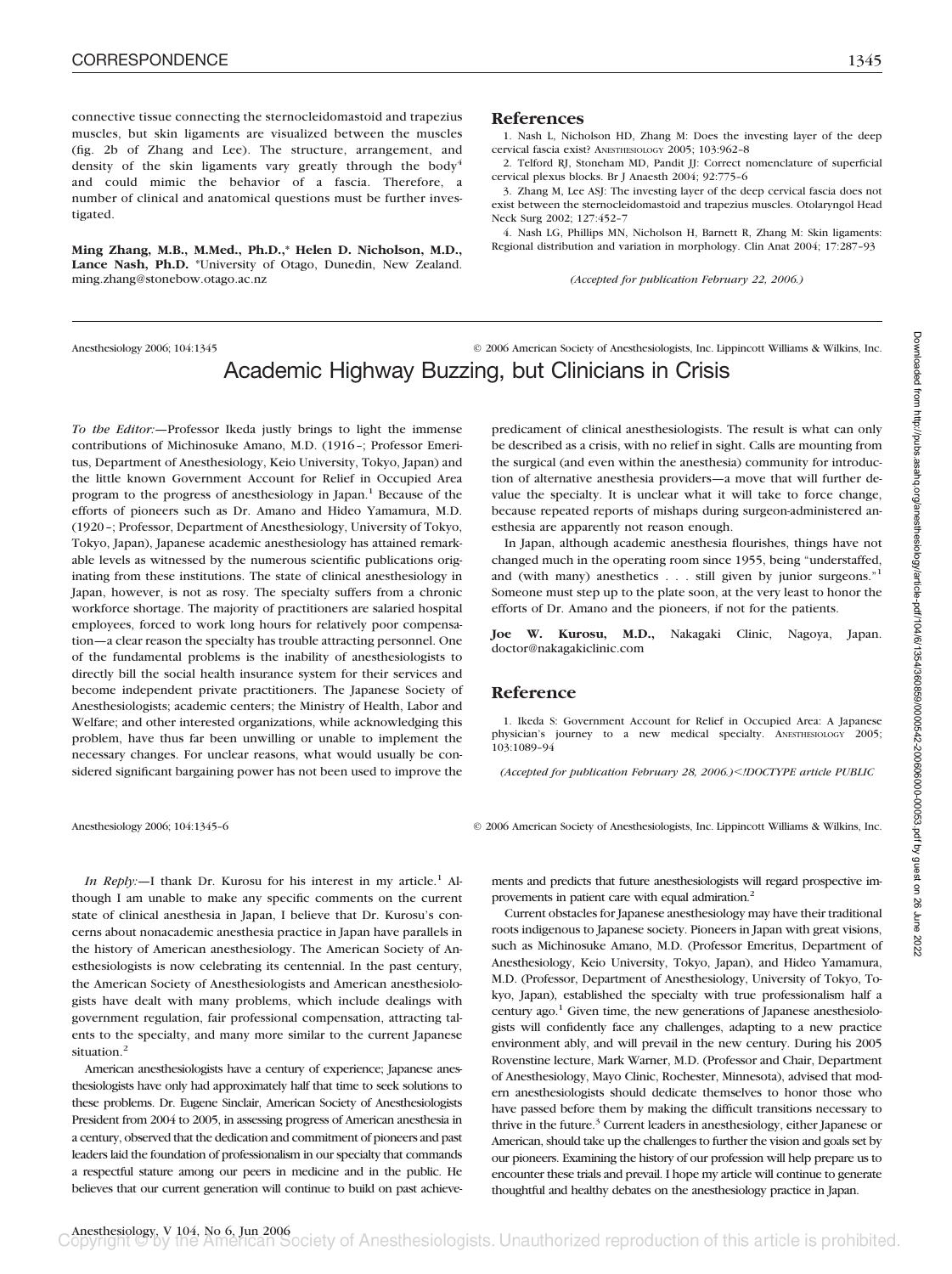connective tissue connecting the sternocleidomastoid and trapezius muscles, but skin ligaments are visualized between the muscles (fig. 2b of Zhang and Lee). The structure, arrangement, and density of the skin ligaments vary greatly through the body[4] and could mimic the behavior of a fascia. Therefore, a number of clinical and anatomical questions must be further investigated.

**Ming Zhang, M.B., M.Med., Ph.D.,\* Helen D. Nicholson, M.D., Lance Nash, Ph.D.** \*University of Otago, Dunedin, New Zealand. ming.zhang@stonebow.otago.ac.nz

## References

1. Nash L, Nicholson HD, Zhang M: Does the investing layer of the deep cervical fascia exist? ANESTHESIOLOGY 2005; 103:962–8
2. Telford RJ, Stoneham MD, Pandit JJ: Correct nomenclature of superficial cervical plexus blocks. Br J Anaesth 2004; 92:775–6
3. Zhang M, Lee ASJ: The investing layer of the deep cervical fascia does not exist between the sternocleidomastoid and trapezius muscles. Otolaryngol Head Neck Surg 2002; 127:452–7
4. Nash LG, Phillips MN, Nicholson H, Barnett R, Zhang M: Skin ligaments: Regional distribution and variation in morphology. Clin Anat 2004; 17:287–93

*(Accepted for publication February 22, 2006.)*

---

Anesthesiology 2006; 104:1345 © 2006 American Society of Anesthesiologists, Inc. Lippincott Williams & Wilkins, Inc.

# Academic Highway Buzzing, but Clinicians in Crisis

*To the Editor:*—Professor Ikeda justly brings to light the immense contributions of Michinosuke Amano, M.D. (1916–; Professor Emeritus, Department of Anesthesiology, Keio University, Tokyo, Japan) and the little known Government Account for Relief in Occupied Area program to the progress of anesthesiology in Japan.[1] Because of the efforts of pioneers such as Dr. Amano and Hideo Yamamura, M.D. (1920–; Professor, Department of Anesthesiology, University of Tokyo, Tokyo, Japan), Japanese academic anesthesiology has attained remarkable levels as witnessed by the numerous scientific publications originating from these institutions. The state of clinical anesthesiology in Japan, however, is not as rosy. The specialty suffers from a chronic workforce shortage. The majority of practitioners are salaried hospital employees, forced to work long hours for relatively poor compensation—a clear reason the specialty has trouble attracting personnel. One of the fundamental problems is the inability of anesthesiologists to directly bill the social health insurance system for their services and become independent private practitioners. The Japanese Society of Anesthesiologists; academic centers; the Ministry of Health, Labor and Welfare; and other interested organizations, while acknowledging this problem, have thus far been unwilling or unable to implement the necessary changes. For unclear reasons, what would usually be considered significant bargaining power has not been used to improve the predicament of clinical anesthesiologists. The result is what can only be described as a crisis, with no relief in sight. Calls are mounting from the surgical (and even within the anesthesia) community for introduction of alternative anesthesia providers—a move that will further devalue the specialty. It is unclear what it will take to force change, because repeated reports of mishaps during surgeon-administered anesthesia are apparently not reason enough.

In Japan, although academic anesthesia flourishes, things have not changed much in the operating room since 1955, being "understaffed, and (with many) anesthetics . . . still given by junior surgeons."[1] Someone must step up to the plate soon, at the very least to honor the efforts of Dr. Amano and the pioneers, if not for the patients.

**Joe W. Kurosu, M.D.,** Nakagaki Clinic, Nagoya, Japan. doctor@nakagakiclinic.com

## Reference

1. Ikeda S: Government Account for Relief in Occupied Area: A Japanese physician's journey to a new medical specialty. ANESTHESIOLOGY 2005; 103:1089–94

*(Accepted for publication February 28, 2006.)<!DOCTYPE article PUBLIC*

---

Anesthesiology 2006; 104:1345–6 © 2006 American Society of Anesthesiologists, Inc. Lippincott Williams & Wilkins, Inc.

*In Reply:*—I thank Dr. Kurosu for his interest in my article.[1] Although I am unable to make any specific comments on the current state of clinical anesthesia in Japan, I believe that Dr. Kurosu's concerns about nonacademic anesthesia practice in Japan have parallels in the history of American anesthesiology. The American Society of Anesthesiologists is now celebrating its centennial. In the past century, the American Society of Anesthesiologists and American anesthesiologists have dealt with many problems, which include dealings with government regulation, fair professional compensation, attracting talents to the specialty, and many more similar to the current Japanese situation.[2]

American anesthesiologists have a century of experience; Japanese anesthesiologists have only had approximately half that time to seek solutions to these problems. Dr. Eugene Sinclair, American Society of Anesthesiologists President from 2004 to 2005, in assessing progress of American anesthesia in a century, observed that the dedication and commitment of pioneers and past leaders laid the foundation of professionalism in our specialty that commands a respectful stature among our peers in medicine and in the public. He believes that our current generation will continue to build on past achievements and predicts that future anesthesiologists will regard prospective improvements in patient care with equal admiration.[2]

Current obstacles for Japanese anesthesiology may have their traditional roots indigenous to Japanese society. Pioneers in Japan with great visions, such as Michinosuke Amano, M.D. (Professor Emeritus, Department of Anesthesiology, Keio University, Tokyo, Japan), and Hideo Yamamura, M.D. (Professor, Department of Anesthesiology, University of Tokyo, Tokyo, Japan), established the specialty with true professionalism half a century ago.[1] Given time, the new generations of Japanese anesthesiologists will confidently face any challenges, adapting to a new practice environment ably, and will prevail in the new century. During his 2005 Rovenstine lecture, Mark Warner, M.D. (Professor and Chair, Department of Anesthesiology, Mayo Clinic, Rochester, Minnesota), advised that modern anesthesiologists should dedicate themselves to honor those who have passed before them by making the difficult transitions necessary to thrive in the future.[3] Current leaders in anesthesiology, either Japanese or American, should take up the challenges to further the vision and goals set by our pioneers. Examining the history of our profession will help prepare us to encounter these trials and prevail. I hope my article will continue to generate thoughtful and healthy debates on the anesthesiology practice in Japan.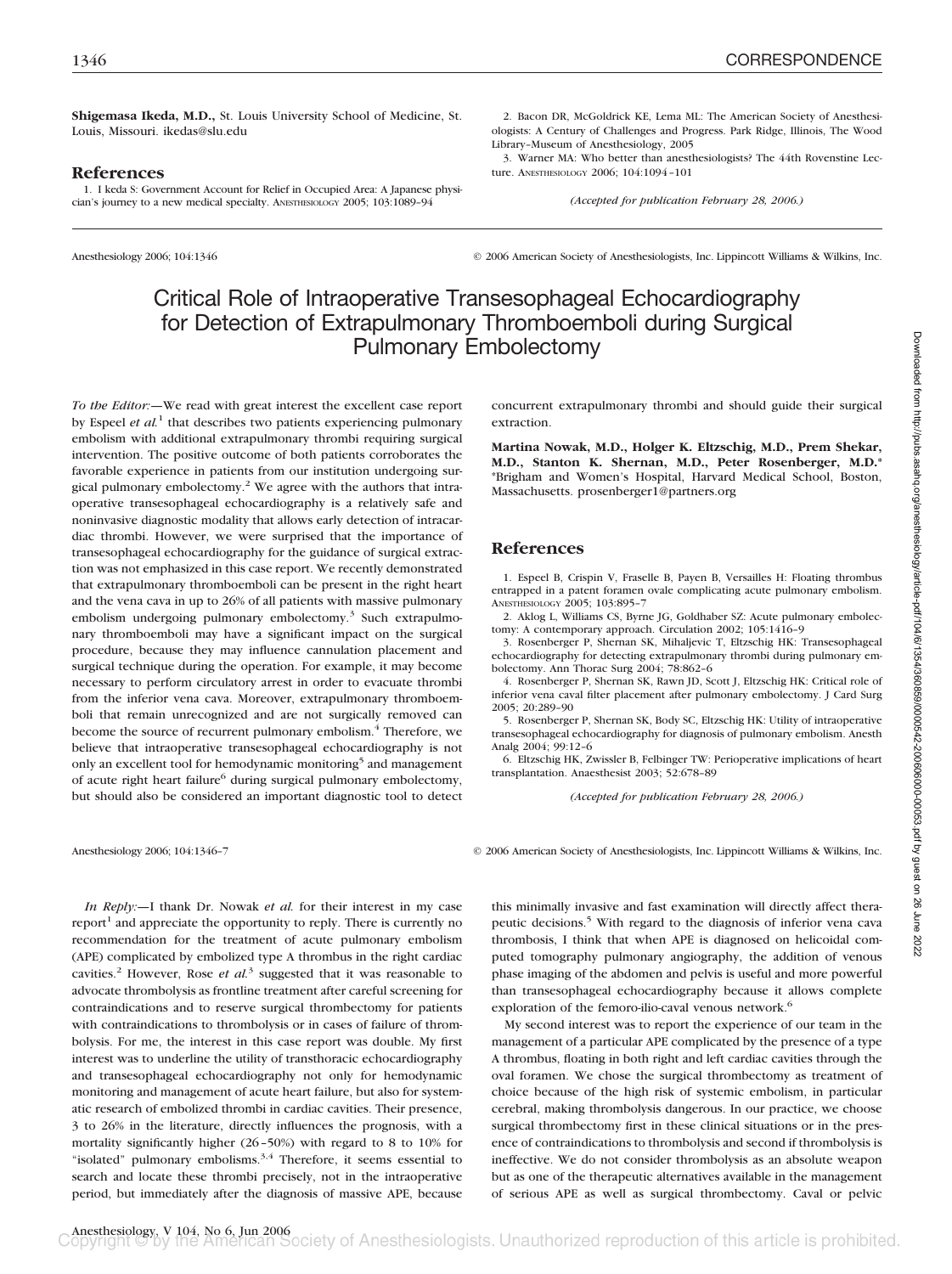**Shigemasa Ikeda, M.D.,** St. Louis University School of Medicine, St. Louis, Missouri. ikedas@slu.edu

## References

1. I keda S: Government Account for Relief in Occupied Area: A Japanese physician's journey to a new medical specialty. ANESTHESIOLOGY 2005; 103:1089–94
2. Bacon DR, McGoldrick KE, Lema ML: The American Society of Anesthesiologists: A Century of Challenges and Progress. Park Ridge, Illinois, The Wood Library–Museum of Anesthesiology, 2005
3. Warner MA: Who better than anesthesiologists? The 44th Rovenstine Lecture. ANESTHESIOLOGY 2006; 104:1094–101

*(Accepted for publication February 28, 2006.)*

Anesthesiology 2006; 104:1346 © 2006 American Society of Anesthesiologists, Inc. Lippincott Williams & Wilkins, Inc.

# Critical Role of Intraoperative Transesophageal Echocardiography for Detection of Extrapulmonary Thromboemboli during Surgical Pulmonary Embolectomy

*To the Editor:*—We read with great interest the excellent case report by Espeel *et al.*[1] that describes two patients experiencing pulmonary embolism with additional extrapulmonary thrombi requiring surgical intervention. The positive outcome of both patients corroborates the favorable experience in patients from our institution undergoing surgical pulmonary embolectomy.[2] We agree with the authors that intraoperative transesophageal echocardiography is a relatively safe and noninvasive diagnostic modality that allows early detection of intracardiac thrombi. However, we were surprised that the importance of transesophageal echocardiography for the guidance of surgical extraction was not emphasized in this case report. We recently demonstrated that extrapulmonary thromboemboli can be present in the right heart and the vena cava in up to 26% of all patients with massive pulmonary embolism undergoing pulmonary embolectomy.[3] Such extrapulmonary thromboemboli may have a significant impact on the surgical procedure, because they may influence cannulation placement and surgical technique during the operation. For example, it may become necessary to perform circulatory arrest in order to evacuate thrombi from the inferior vena cava. Moreover, extrapulmonary thromboemboli that remain unrecognized and are not surgically removed can become the source of recurrent pulmonary embolism.[4] Therefore, we believe that intraoperative transesophageal echocardiography is not only an excellent tool for hemodynamic monitoring[5] and management of acute right heart failure[6] during surgical pulmonary embolectomy, but should also be considered an important diagnostic tool to detect concurrent extrapulmonary thrombi and should guide their surgical extraction.

**Martina Nowak, M.D., Holger K. Eltzschig, M.D., Prem Shekar, M.D., Stanton K. Shernan, M.D., Peter Rosenberger, M.D.*** *Brigham and Women's Hospital, Harvard Medical School, Boston, Massachusetts. prosenberger1@partners.org

## References

1. Espeel B, Crispin V, Fraselle B, Payen B, Versailles H: Floating thrombus entrapped in a patent foramen ovale complicating acute pulmonary embolism. ANESTHESIOLOGY 2005; 103:895–7
2. Aklog L, Williams CS, Byrne JG, Goldhaber SZ: Acute pulmonary embolectomy: A contemporary approach. Circulation 2002; 105:1416–9
3. Rosenberger P, Shernan SK, Mihaljevic T, Eltzschig HK: Transesophageal echocardiography for detecting extrapulmonary thrombi during pulmonary embolectomy. Ann Thorac Surg 2004; 78:862–6
4. Rosenberger P, Shernan SK, Rawn JD, Scott J, Eltzschig HK: Critical role of inferior vena caval filter placement after pulmonary embolectomy. J Card Surg 2005; 20:289–90
5. Rosenberger P, Shernan SK, Body SC, Eltzschig HK: Utility of intraoperative transesophageal echocardiography for diagnosis of pulmonary embolism. Anesth Analg 2004; 99:12–6
6. Eltzschig HK, Zwissler B, Felbinger TW: Perioperative implications of heart transplantation. Anaesthesist 2003; 52:678–89

*(Accepted for publication February 28, 2006.)*

Anesthesiology 2006; 104:1346–7 © 2006 American Society of Anesthesiologists, Inc. Lippincott Williams & Wilkins, Inc.

*In Reply:*—I thank Dr. Nowak *et al.* for their interest in my case report[1] and appreciate the opportunity to reply. There is currently no recommendation for the treatment of acute pulmonary embolism (APE) complicated by embolized type A thrombus in the right cardiac cavities.[2] However, Rose *et al.*[3] suggested that it was reasonable to advocate thrombolysis as frontline treatment after careful screening for contraindications and to reserve surgical thrombectomy for patients with contraindications to thrombolysis or in cases of failure of thrombolysis. For me, the interest in this case report was double. My first interest was to underline the utility of transthoracic echocardiography and transesophageal echocardiography not only for hemodynamic monitoring and management of acute heart failure, but also for systematic research of embolized thrombi in cardiac cavities. Their presence, 3 to 26% in the literature, directly influences the prognosis, with a mortality significantly higher (26–50%) with regard to 8 to 10% for "isolated" pulmonary embolisms.[3,4] Therefore, it seems essential to search and locate these thrombi precisely, not in the intraoperative period, but immediately after the diagnosis of massive APE, because this minimally invasive and fast examination will directly affect therapeutic decisions.[5] With regard to the diagnosis of inferior vena cava thrombosis, I think that when APE is diagnosed on helicoidal computed tomography pulmonary angiography, the addition of venous phase imaging of the abdomen and pelvis is useful and more powerful than transesophageal echocardiography because it allows complete exploration of the femoro-ilio-caval venous network.[6]

My second interest was to report the experience of our team in the management of a particular APE complicated by the presence of a type A thrombus, floating in both right and left cardiac cavities through the oval foramen. We chose the surgical thrombectomy as treatment of choice because of the high risk of systemic embolism, in particular cerebral, making thrombolysis dangerous. In our practice, we choose surgical thrombectomy first in these clinical situations or in the presence of contraindications to thrombolysis and second if thrombolysis is ineffective. We do not consider thrombolysis as an absolute weapon but as one of the therapeutic alternatives available in the management of serious APE as well as surgical thrombectomy. Caval or pelvic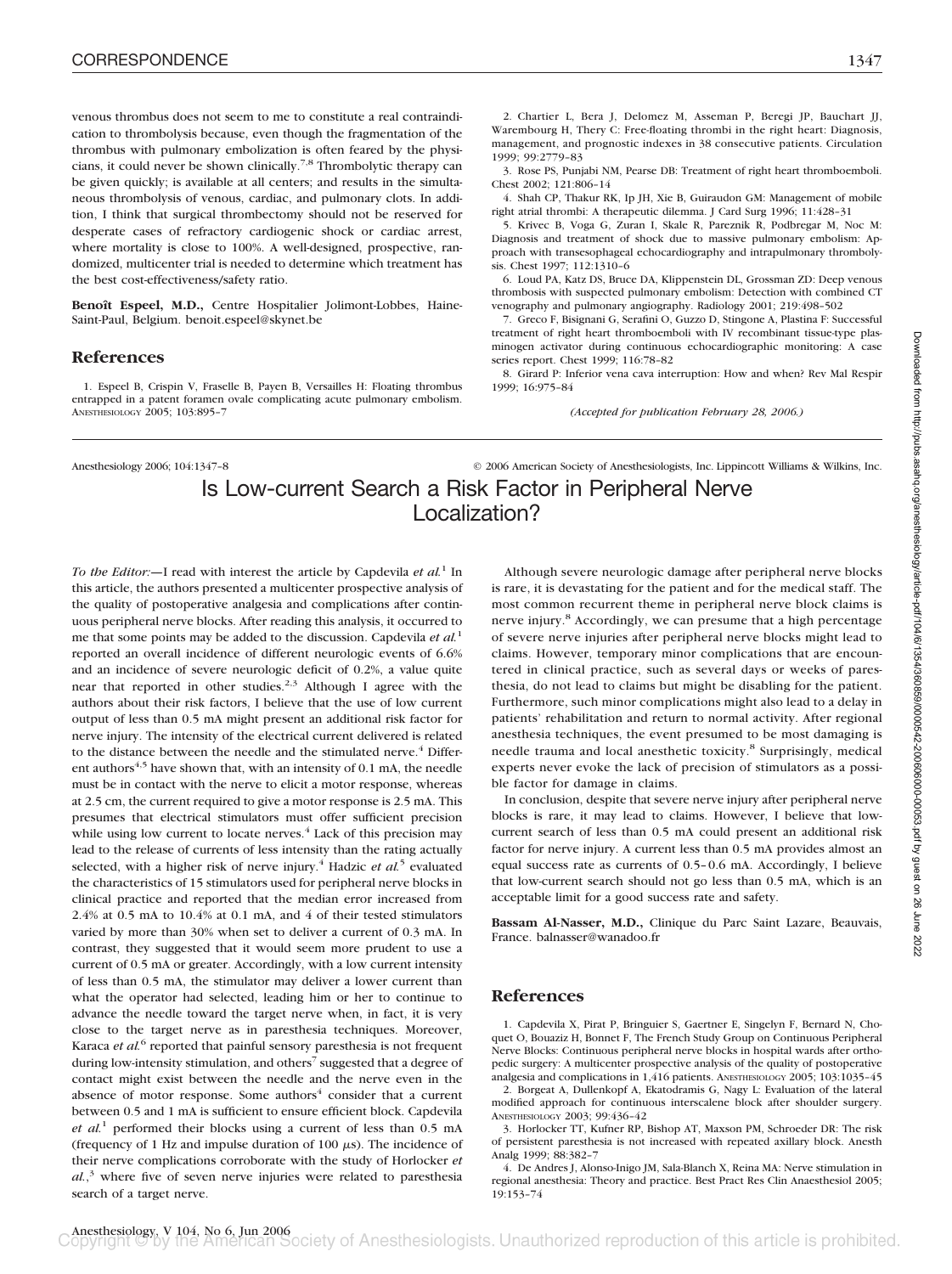venous thrombus does not seem to me to constitute a real contraindication to thrombolysis because, even though the fragmentation of the thrombus with pulmonary embolization is often feared by the physicians, it could never be shown clinically.[7,8] Thrombolytic therapy can be given quickly; is available at all centers; and results in the simultaneous thrombolysis of venous, cardiac, and pulmonary clots. In addition, I think that surgical thrombectomy should not be reserved for desperate cases of refractory cardiogenic shock or cardiac arrest, where mortality is close to 100%. A well-designed, prospective, randomized, multicenter trial is needed to determine which treatment has the best cost-effectiveness/safety ratio.

**Benoît Espeel, M.D.,** Centre Hospitalier Jolimont-Lobbes, Haine-Saint-Paul, Belgium. benoit.espeel@skynet.be

## References

1. Espeel B, Crispin V, Fraselle B, Payen B, Versailles H: Floating thrombus entrapped in a patent foramen ovale complicating acute pulmonary embolism. Anesthesiology 2005; 103:895–7
2. Chartier L, Bera J, Delomez M, Asseman P, Beregi JP, Bauchart JJ, Warembourg H, Thery C: Free-floating thrombi in the right heart: Diagnosis, management, and prognostic indexes in 38 consecutive patients. Circulation 1999; 99:2779–83
3. Rose PS, Punjabi NM, Pearse DB: Treatment of right heart thromboemboli. Chest 2002; 121:806–14
4. Shah CP, Thakur RK, Ip JH, Xie B, Guiraudon GM: Management of mobile right atrial thrombi: A therapeutic dilemma. J Card Surg 1996; 11:428–31
5. Krivec B, Voga G, Zuran I, Skale R, Pareznik R, Podbregar M, Noc M: Diagnosis and treatment of shock due to massive pulmonary embolism: Approach with transesophageal echocardiography and intrapulmonary thrombolysis. Chest 1997; 112:1310–6
6. Loud PA, Katz DS, Bruce DA, Klippenstein DL, Grossman ZD: Deep venous thrombosis with suspected pulmonary embolism: Detection with combined CT venography and pulmonary angiography. Radiology 2001; 219:498–502
7. Greco F, Bisignani G, Serafini O, Guzzo D, Stingone A, Plastina F: Successful treatment of right heart thromboemboli with IV recombinant tissue-type plasminogen activator during continuous echocardiographic monitoring: A case series report. Chest 1999; 116:78–82
8. Girard P: Inferior vena cava interruption: How and when? Rev Mal Respir 1999; 16:975–84

*(Accepted for publication February 28, 2006.)*

# Is Low-current Search a Risk Factor in Peripheral Nerve Localization?

*To the Editor:*—I read with interest the article by Capdevila *et al.*[1] In this article, the authors presented a multicenter prospective analysis of the quality of postoperative analgesia and complications after continuous peripheral nerve blocks. After reading this analysis, it occurred to me that some points may be added to the discussion. Capdevila *et al.*[1] reported an overall incidence of different neurologic events of 6.6% and an incidence of severe neurologic deficit of 0.2%, a value quite near that reported in other studies.[2,3] Although I agree with the authors about their risk factors, I believe that the use of low current output of less than 0.5 mA might present an additional risk factor for nerve injury. The intensity of the electrical current delivered is related to the distance between the needle and the stimulated nerve.[4] Different authors[4,5] have shown that, with an intensity of 0.1 mA, the needle must be in contact with the nerve to elicit a motor response, whereas at 2.5 cm, the current required to give a motor response is 2.5 mA. This presumes that electrical stimulators must offer sufficient precision while using low current to locate nerves.[4] Lack of this precision may lead to the release of currents of less intensity than the rating actually selected, with a higher risk of nerve injury.[4] Hadzic *et al.*[5] evaluated the characteristics of 15 stimulators used for peripheral nerve blocks in clinical practice and reported that the median error increased from 2.4% at 0.5 mA to 10.4% at 0.1 mA, and 4 of their tested stimulators varied by more than 30% when set to deliver a current of 0.3 mA. In contrast, they suggested that it would seem more prudent to use a current of 0.5 mA or greater. Accordingly, with a low current intensity of less than 0.5 mA, the stimulator may deliver a lower current than what the operator had selected, leading him or her to continue to advance the needle toward the target nerve when, in fact, it is very close to the target nerve as in paresthesia techniques. Moreover, Karaca *et al.*[6] reported that painful sensory paresthesia is not frequent during low-intensity stimulation, and others[7] suggested that a degree of contact might exist between the needle and the nerve even in the absence of motor response. Some authors[4] consider that a current between 0.5 and 1 mA is sufficient to ensure efficient block. Capdevila *et al.*[1] performed their blocks using a current of less than 0.5 mA (frequency of 1 Hz and impulse duration of 100 μs). The incidence of their nerve complications corroborate with the study of Horlocker *et al.*,[3] where five of seven nerve injuries were related to paresthesia search of a target nerve.

Although severe neurologic damage after peripheral nerve blocks is rare, it is devastating for the patient and for the medical staff. The most common recurrent theme in peripheral nerve block claims is nerve injury.[8] Accordingly, we can presume that a high percentage of severe nerve injuries after peripheral nerve blocks might lead to claims. However, temporary minor complications that are encountered in clinical practice, such as several days or weeks of paresthesia, do not lead to claims but might be disabling for the patient. Furthermore, such minor complications might also lead to a delay in patients' rehabilitation and return to normal activity. After regional anesthesia techniques, the event presumed to be most damaging is needle trauma and local anesthetic toxicity.[8] Surprisingly, medical experts never evoke the lack of precision of stimulators as a possible factor for damage in claims.

In conclusion, despite that severe nerve injury after peripheral nerve blocks is rare, it may lead to claims. However, I believe that low-current search of less than 0.5 mA could present an additional risk factor for nerve injury. A current less than 0.5 mA provides almost an equal success rate as currents of 0.5–0.6 mA. Accordingly, I believe that low-current search should not go less than 0.5 mA, which is an acceptable limit for a good success rate and safety.

**Bassam Al-Nasser, M.D.,** Clinique du Parc Saint Lazare, Beauvais, France. balnasser@wanadoo.fr

## References

1. Capdevila X, Pirat P, Bringuier S, Gaertner E, Singelyn F, Bernard N, Choquet O, Bouaziz H, Bonnet F, The French Study Group on Continuous Peripheral Nerve Blocks: Continuous peripheral nerve blocks in hospital wards after orthopedic surgery: A multicenter prospective analysis of the quality of postoperative analgesia and complications in 1,416 patients. Anesthesiology 2005; 103:1035–45
2. Borgeat A, Dullenkopf A, Ekatodramis G, Nagy L: Evaluation of the lateral modified approach for continuous interscalene block after shoulder surgery. Anesthesiology 2003; 99:436–42
3. Horlocker TT, Kufner RP, Bishop AT, Maxson PM, Schroeder DR: The risk of persistent paresthesia is not increased with repeated axillary block. Anesth Analg 1999; 88:382–7
4. De Andres J, Alonso-Inigo JM, Sala-Blanch X, Reina MA: Nerve stimulation in regional anesthesia: Theory and practice. Best Pract Res Clin Anaesthesiol 2005; 19:153–74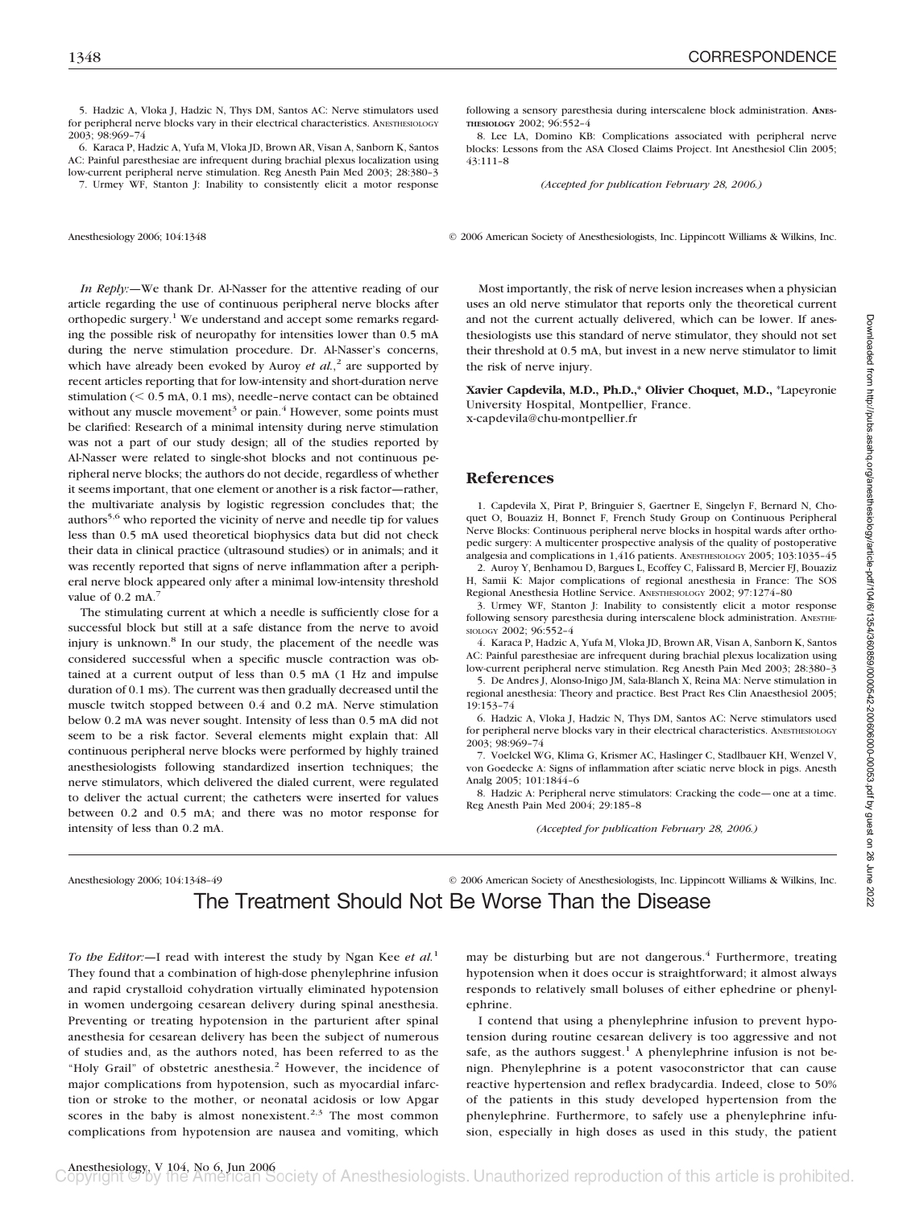5. Hadzic A, Vloka J, Hadzic N, Thys DM, Santos AC: Nerve stimulators used for peripheral nerve blocks vary in their electrical characteristics. ANESTHESIOLOGY 2003; 98:969–74

6. Karaca P, Hadzic A, Yufa M, Vloka JD, Brown AR, Visan A, Sanborn K, Santos AC: Painful paresthesiae are infrequent during brachial plexus localization using low-current peripheral nerve stimulation. Reg Anesth Pain Med 2003; 28:380–3

7. Urmey WF, Stanton J: Inability to consistently elicit a motor response following a sensory paresthesia during interscalene block administration. ANESTHESIOLOGY 2002; 96:552–4

8. Lee LA, Domino KB: Complications associated with peripheral nerve blocks: Lessons from the ASA Closed Claims Project. Int Anesthesiol Clin 2005; 43:111–8

*(Accepted for publication February 28, 2006.)*

Anesthesiology 2006; 104:1348 © 2006 American Society of Anesthesiologists, Inc. Lippincott Williams & Wilkins, Inc.

*In Reply:*—We thank Dr. Al-Nasser for the attentive reading of our article regarding the use of continuous peripheral nerve blocks after orthopedic surgery.[1] We understand and accept some remarks regarding the possible risk of neuropathy for intensities lower than 0.5 mA during the nerve stimulation procedure. Dr. Al-Nasser's concerns, which have already been evoked by Auroy *et al.*,[2] are supported by recent articles reporting that for low-intensity and short-duration nerve stimulation (< 0.5 mA, 0.1 ms), needle–nerve contact can be obtained without any muscle movement[3] or pain.[4] However, some points must be clarified: Research of a minimal intensity during nerve stimulation was not a part of our study design; all of the studies reported by Al-Nasser were related to single-shot blocks and not continuous peripheral nerve blocks; the authors do not decide, regardless of whether it seems important, that one element or another is a risk factor—rather, the multivariate analysis by logistic regression concludes that; the authors[5,6] who reported the vicinity of nerve and needle tip for values less than 0.5 mA used theoretical biophysics data but did not check their data in clinical practice (ultrasound studies) or in animals; and it was recently reported that signs of nerve inflammation after a peripheral nerve block appeared only after a minimal low-intensity threshold value of 0.2 mA.[7]

The stimulating current at which a needle is sufficiently close for a successful block but still at a safe distance from the nerve to avoid injury is unknown.[8] In our study, the placement of the needle was considered successful when a specific muscle contraction was obtained at a current output of less than 0.5 mA (1 Hz and impulse duration of 0.1 ms). The current was then gradually decreased until the muscle twitch stopped between 0.4 and 0.2 mA. Nerve stimulation below 0.2 mA was never sought. Intensity of less than 0.5 mA did not seem to be a risk factor. Several elements might explain that: All continuous peripheral nerve blocks were performed by highly trained anesthesiologists following standardized insertion techniques; the nerve stimulators, which delivered the dialed current, were regulated to deliver the actual current; the catheters were inserted for values between 0.2 and 0.5 mA; and there was no motor response for intensity of less than 0.2 mA.

Most importantly, the risk of nerve lesion increases when a physician uses an old nerve stimulator that reports only the theoretical current and not the current actually delivered, which can be lower. If anesthesiologists use this standard of nerve stimulator, they should not set their threshold at 0.5 mA, but invest in a new nerve stimulator to limit the risk of nerve injury.

**Xavier Capdevila, M.D., Ph.D.,\* Olivier Choquet, M.D.,** \*Lapeyronie University Hospital, Montpellier, France. x-capdevila@chu-montpellier.fr

## References

1. Capdevila X, Pirat P, Bringuier S, Gaertner E, Singelyn F, Bernard N, Choquet O, Bouaziz H, Bonnet F, French Study Group on Continuous Peripheral Nerve Blocks: Continuous peripheral nerve blocks in hospital wards after orthopedic surgery: A multicenter prospective analysis of the quality of postoperative analgesia and complications in 1,416 patients. ANESTHESIOLOGY 2005; 103:1035–45

2. Auroy Y, Benhamou D, Bargues L, Ecoffey C, Falissard B, Mercier FJ, Bouaziz H, Samii K: Major complications of regional anesthesia in France: The SOS Regional Anesthesia Hotline Service. ANESTHESIOLOGY 2002; 97:1274–80

3. Urmey WF, Stanton J: Inability to consistently elicit a motor response following sensory paresthesia during interscalene block administration. ANESTHESIOLOGY 2002; 96:552–4

4. Karaca P, Hadzic A, Yufa M, Vloka JD, Brown AR, Visan A, Sanborn K, Santos AC: Painful paresthesiae are infrequent during brachial plexus localization using low-current peripheral nerve stimulation. Reg Anesth Pain Med 2003; 28:380–3

5. De Andres J, Alonso-Inigo JM, Sala-Blanch X, Reina MA: Nerve stimulation in regional anesthesia: Theory and practice. Best Pract Res Clin Anaesthesiol 2005; 19:153–74

6. Hadzic A, Vloka J, Hadzic N, Thys DM, Santos AC: Nerve stimulators used for peripheral nerve blocks vary in their electrical characteristics. ANESTHESIOLOGY 2003; 98:969–74

7. Voelckel WG, Klima G, Krismer AC, Haslinger C, Stadlbauer KH, Wenzel V, von Goedecke A: Signs of inflammation after sciatic nerve block in pigs. Anesth Analg 2005; 101:1844–6

8. Hadzic A: Peripheral nerve stimulators: Cracking the code—one at a time. Reg Anesth Pain Med 2004; 29:185–8

*(Accepted for publication February 28, 2006.)*

Anesthesiology 2006; 104:1348–49 © 2006 American Society of Anesthesiologists, Inc. Lippincott Williams & Wilkins, Inc.

# The Treatment Should Not Be Worse Than the Disease

*To the Editor:*—I read with interest the study by Ngan Kee *et al.*[1] They found that a combination of high-dose phenylephrine infusion and rapid crystalloid cohydration virtually eliminated hypotension in women undergoing cesarean delivery during spinal anesthesia. Preventing or treating hypotension in the parturient after spinal anesthesia for cesarean delivery has been the subject of numerous of studies and, as the authors noted, has been referred to as the "Holy Grail" of obstetric anesthesia.[2] However, the incidence of major complications from hypotension, such as myocardial infarction or stroke to the mother, or neonatal acidosis or low Apgar scores in the baby is almost nonexistent.[2,3] The most common complications from hypotension are nausea and vomiting, which may be disturbing but are not dangerous.[4] Furthermore, treating hypotension when it does occur is straightforward; it almost always responds to relatively small boluses of either ephedrine or phenylephrine.

I contend that using a phenylephrine infusion to prevent hypotension during routine cesarean delivery is too aggressive and not safe, as the authors suggest.[1] A phenylephrine infusion is not benign. Phenylephrine is a potent vasoconstrictor that can cause reactive hypertension and reflex bradycardia. Indeed, close to 50% of the patients in this study developed hypertension from the phenylephrine. Furthermore, to safely use a phenylephrine infusion, especially in high doses as used in this study, the patient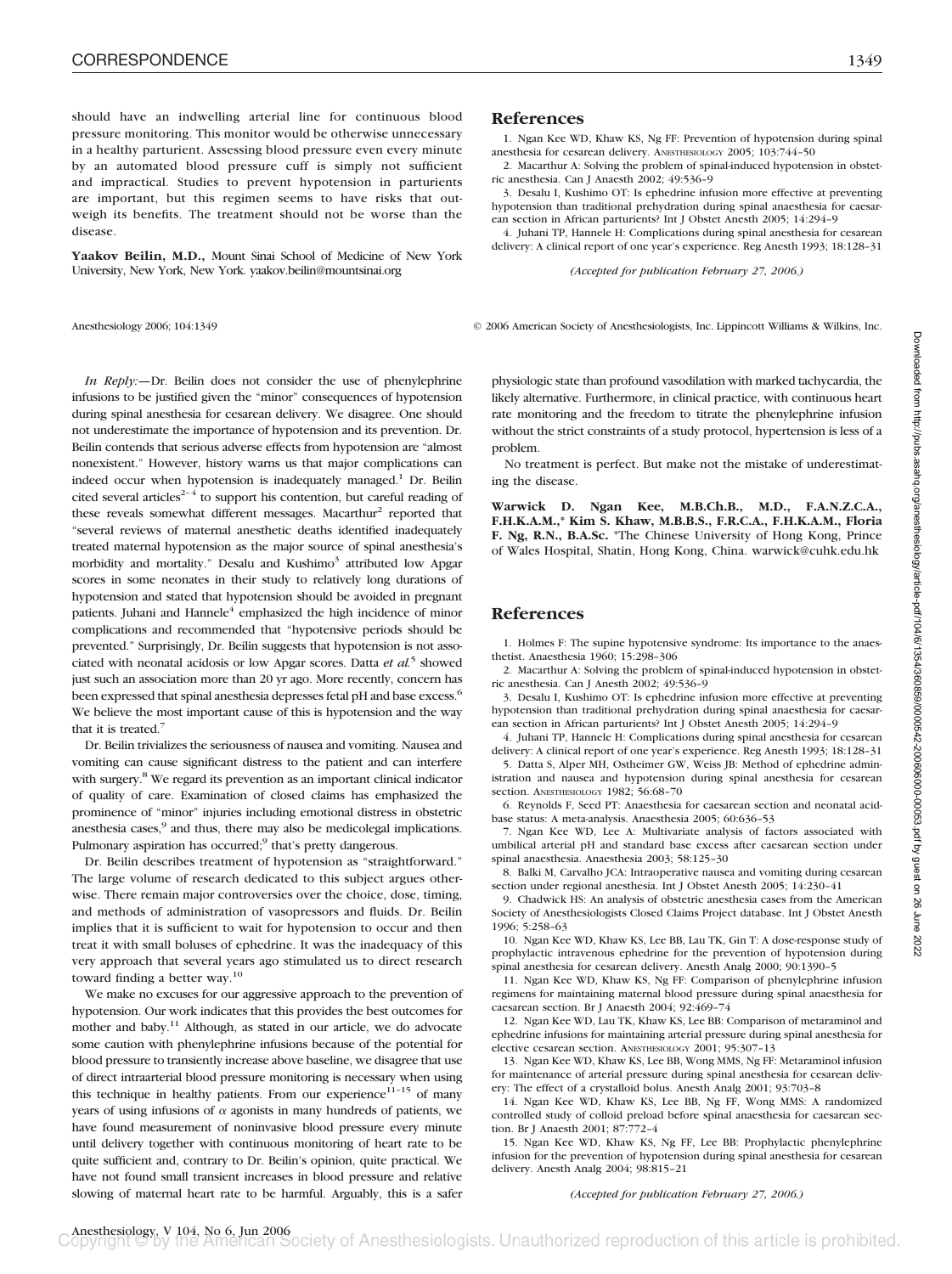should have an indwelling arterial line for continuous blood pressure monitoring. This monitor would be otherwise unnecessary in a healthy parturient. Assessing blood pressure even every minute by an automated blood pressure cuff is simply not sufficient and impractical. Studies to prevent hypotension in parturients are important, but this regimen seems to have risks that outweigh its benefits. The treatment should not be worse than the disease.

**Yaakov Beilin, M.D.,** Mount Sinai School of Medicine of New York University, New York, New York. yaakov.beilin@mountsinai.org

## References

1. Ngan Kee WD, Khaw KS, Ng FF: Prevention of hypotension during spinal anesthesia for cesarean delivery. ANESTHESIOLOGY 2005; 103:744–50
2. Macarthur A: Solving the problem of spinal-induced hypotension in obstetric anesthesia. Can J Anaesth 2002; 49:536–9
3. Desalu I, Kushimo OT: Is ephedrine infusion more effective at preventing hypotension than traditional prehydration during spinal anaesthesia for caesarean section in African parturients? Int J Obstet Anesth 2005; 14:294–9
4. Juhani TP, Hannele H: Complications during spinal anesthesia for cesarean delivery: A clinical report of one year's experience. Reg Anesth 1993; 18:128–31

*(Accepted for publication February 27, 2006.)*

Anesthesiology 2006; 104:1349 © 2006 American Society of Anesthesiologists, Inc. Lippincott Williams & Wilkins, Inc.

*In Reply:*—Dr. Beilin does not consider the use of phenylephrine infusions to be justified given the "minor" consequences of hypotension during spinal anesthesia for cesarean delivery. We disagree. One should not underestimate the importance of hypotension and its prevention. Dr. Beilin contends that serious adverse effects from hypotension are "almost nonexistent." However, history warns us that major complications can indeed occur when hypotension is inadequately managed.[1] Dr. Beilin cited several articles[2–4] to support his contention, but careful reading of these reveals somewhat different messages. Macarthur[2] reported that "several reviews of maternal anesthetic deaths identified inadequately treated maternal hypotension as the major source of spinal anesthesia's morbidity and mortality." Desalu and Kushimo[3] attributed low Apgar scores in some neonates in their study to relatively long durations of hypotension and stated that hypotension should be avoided in pregnant patients. Juhani and Hannele[4] emphasized the high incidence of minor complications and recommended that "hypotensive periods should be prevented." Surprisingly, Dr. Beilin suggests that hypotension is not associated with neonatal acidosis or low Apgar scores. Datta *et al.*[5] showed just such an association more than 20 yr ago. More recently, concern has been expressed that spinal anesthesia depresses fetal pH and base excess.[6] We believe the most important cause of this is hypotension and the way that it is treated.[7]

Dr. Beilin trivializes the seriousness of nausea and vomiting. Nausea and vomiting can cause significant distress to the patient and can interfere with surgery.[8] We regard its prevention as an important clinical indicator of quality of care. Examination of closed claims has emphasized the prominence of "minor" injuries including emotional distress in obstetric anesthesia cases,[9] and thus, there may also be medicolegal implications. Pulmonary aspiration has occurred;[9] that's pretty dangerous.

Dr. Beilin describes treatment of hypotension as "straightforward." The large volume of research dedicated to this subject argues otherwise. There remain major controversies over the choice, dose, timing, and methods of administration of vasopressors and fluids. Dr. Beilin implies that it is sufficient to wait for hypotension to occur and then treat it with small boluses of ephedrine. It was the inadequacy of this very approach that several years ago stimulated us to direct research toward finding a better way.[10]

We make no excuses for our aggressive approach to the prevention of hypotension. Our work indicates that this provides the best outcomes for mother and baby.[11] Although, as stated in our article, we do advocate some caution with phenylephrine infusions because of the potential for blood pressure to transiently increase above baseline, we disagree that use of direct intraarterial blood pressure monitoring is necessary when using this technique in healthy patients. From our experience[11–15] of many years of using infusions of $\alpha$ agonists in many hundreds of patients, we have found measurement of noninvasive blood pressure every minute until delivery together with continuous monitoring of heart rate to be quite sufficient and, contrary to Dr. Beilin's opinion, quite practical. We have not found small transient increases in blood pressure and relative slowing of maternal heart rate to be harmful. Arguably, this is a safer physiologic state than profound vasodilation with marked tachycardia, the likely alternative. Furthermore, in clinical practice, with continuous heart rate monitoring and the freedom to titrate the phenylephrine infusion without the strict constraints of a study protocol, hypertension is less of a problem.

No treatment is perfect. But make not the mistake of underestimating the disease.

**Warwick D. Ngan Kee, M.B.Ch.B., M.D., F.A.N.Z.C.A., F.H.K.A.M.,\* Kim S. Khaw, M.B.B.S., F.R.C.A., F.H.K.A.M., Floria F. Ng, R.N., B.A.Sc.** \*The Chinese University of Hong Kong, Prince of Wales Hospital, Shatin, Hong Kong, China. warwick@cuhk.edu.hk

## References

1. Holmes F: The supine hypotensive syndrome: Its importance to the anaesthetist. Anaesthesia 1960; 15:298–306
2. Macarthur A: Solving the problem of spinal-induced hypotension in obstetric anesthesia. Can J Anesth 2002; 49:536–9
3. Desalu I, Kushimo OT: Is ephedrine infusion more effective at preventing hypotension than traditional prehydration during spinal anaesthesia for caesarean section in African parturients? Int J Obstet Anesth 2005; 14:294–9
4. Juhani TP, Hannele H: Complications during spinal anesthesia for cesarean delivery: A clinical report of one year's experience. Reg Anesth 1993; 18:128–31
5. Datta S, Alper MH, Ostheimer GW, Weiss JB: Method of ephedrine administration and nausea and hypotension during spinal anesthesia for cesarean section. ANESTHESIOLOGY 1982; 56:68–70
6. Reynolds F, Seed PT: Anaesthesia for caesarean section and neonatal acid-base status: A meta-analysis. Anaesthesia 2005; 60:636–53
7. Ngan Kee WD, Lee A: Multivariate analysis of factors associated with umbilical arterial pH and standard base excess after caesarean section under spinal anaesthesia. Anaesthesia 2003; 58:125–30
8. Balki M, Carvalho JCA: Intraoperative nausea and vomiting during cesarean section under regional anesthesia. Int J Obstet Anest 2005; 14:230–41
9. Chadwick HS: An analysis of obstetric anesthesia cases from the American Society of Anesthesiologists Closed Claims Project database. Int J Obstet Anesth 1996; 5:258–63
10. Ngan Kee WD, Khaw KS, Lee BB, Lau TK, Gin T: A dose-response study of prophylactic intravenous ephedrine for the prevention of hypotension during spinal anesthesia for cesarean delivery. Anesth Analg 2000; 90:1390–5
11. Ngan Kee WD, Khaw KS, Ng FF: Comparison of phenylephrine infusion regimens for maintaining maternal blood pressure during spinal anaesthesia for caesarean section. Br J Anaesth 2004; 92:469–74
12. Ngan Kee WD, Lau TK, Khaw KS, Lee BB: Comparison of metaraminol and ephedrine infusions for maintaining arterial pressure during spinal anesthesia for elective cesarean section. ANESTHESIOLOGY 2001; 95:307–13
13. Ngan Kee WD, Khaw KS, Lee BB, Wong MMS, Ng FF: Metaraminol infusion for maintenance of arterial pressure during spinal anesthesia for cesarean delivery: The effect of a crystalloid bolus. Anesth Analg 2001; 93:703–8
14. Ngan Kee WD, Khaw KS, Lee BB, Ng FF, Wong MMS: A randomized controlled study of colloid preload before spinal anaesthesia for caesarean section. Br J Anaesth 2001; 87:772–4
15. Ngan Kee WD, Khaw KS, Ng FF, Lee BB: Prophylactic phenylephrine infusion for the prevention of hypotension during spinal anesthesia for cesarean delivery. Anesth Analg 2004; 98:815–21

*(Accepted for publication February 27, 2006.)*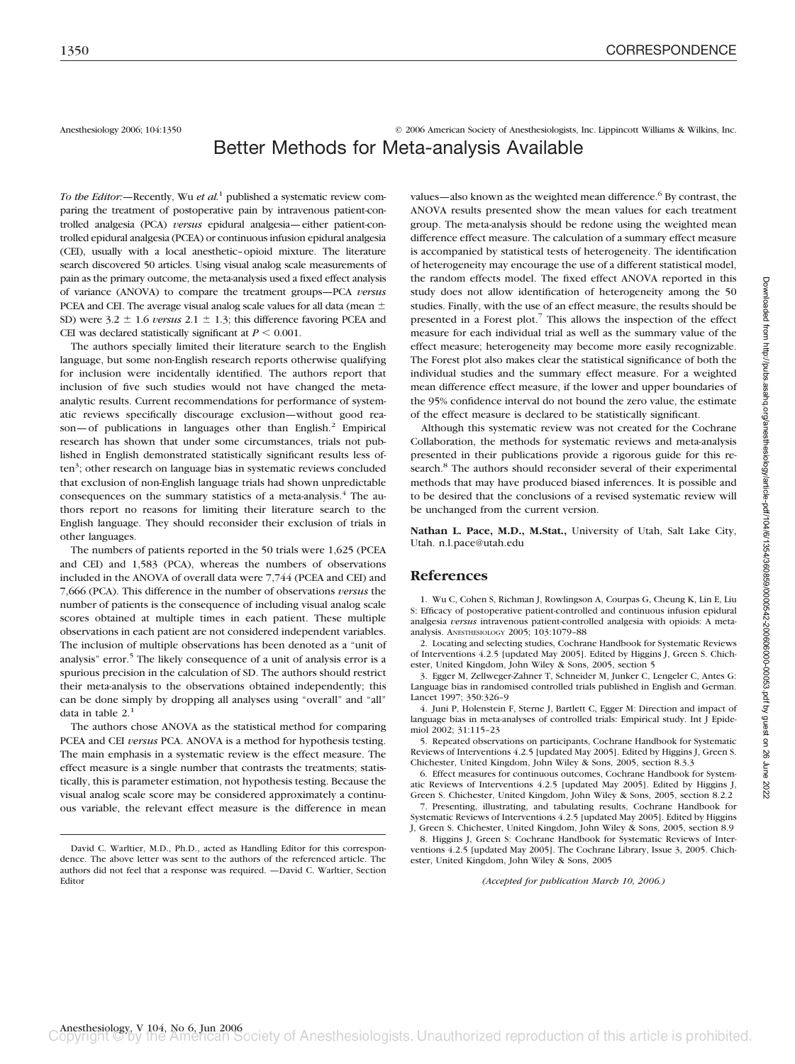Anesthesiology 2006; 104:1350 © 2006 American Society of Anesthesiologists, Inc. Lippincott Williams & Wilkins, Inc.

# Better Methods for Meta-analysis Available

*To the Editor:*—Recently, Wu *et al.*[1] published a systematic review comparing the treatment of postoperative pain by intravenous patient-controlled analgesia (PCA) *versus* epidural analgesia—either patient-controlled epidural analgesia (PCEA) or continuous infusion epidural analgesia (CEI), usually with a local anesthetic–opioid mixture. The literature search discovered 50 articles. Using visual analog scale measurements of pain as the primary outcome, the meta-analysis used a fixed effect analysis of variance (ANOVA) to compare the treatment groups—PCA *versus* PCEA and CEI. The average visual analog scale values for all data (mean ± SD) were 3.2 ± 1.6 *versus* 2.1 ± 1.3; this difference favoring PCEA and CEI was declared statistically significant at $P < 0.001$.

The authors specially limited their literature search to the English language, but some non-English research reports otherwise qualifying for inclusion were incidentally identified. The authors report that inclusion of five such studies would not have changed the meta-analytic results. Current recommendations for performance of systematic reviews specifically discourage exclusion—without good reason—of publications in languages other than English.[2] Empirical research has shown that under some circumstances, trials not published in English demonstrated statistically significant results less often[3]; other research on language bias in systematic reviews concluded that exclusion of non-English language trials had shown unpredictable consequences on the summary statistics of a meta-analysis.[4] The authors report no reasons for limiting their literature search to the English language. They should reconsider their exclusion of trials in other languages.

The numbers of patients reported in the 50 trials were 1,625 (PCEA and CEI) and 1,583 (PCA), whereas the numbers of observations included in the ANOVA of overall data were 7,744 (PCEA and CEI) and 7,666 (PCA). This difference in the number of observations *versus* the number of patients is the consequence of including visual analog scale scores obtained at multiple times in each patient. These multiple observations in each patient are not considered independent variables. The inclusion of multiple observations has been denoted as a "unit of analysis" error.[5] The likely consequence of a unit of analysis error is a spurious precision in the calculation of SD. The authors should restrict their meta-analysis to the observations obtained independently; this can be done simply by dropping all analyses using "overall" and "all" data in table 2.[1]

The authors chose ANOVA as the statistical method for comparing PCEA and CEI *versus* PCA. ANOVA is a method for hypothesis testing. The main emphasis in a systematic review is the effect measure. The effect measure is a single number that contrasts the treatments; statistically, this is parameter estimation, not hypothesis testing. Because the visual analog scale score may be considered approximately a continuous variable, the relevant effect measure is the difference in mean values—also known as the weighted mean difference.[6] By contrast, the ANOVA results presented show the mean values for each treatment group. The meta-analysis should be redone using the weighted mean difference effect measure. The calculation of a summary effect measure is accompanied by statistical tests of heterogeneity. The identification of heterogeneity may encourage the use of a different statistical model, the random effects model. The fixed effect ANOVA reported in this study does not allow identification of heterogeneity among the 50 studies. Finally, with the use of an effect measure, the results should be presented in a Forest plot.[7] This allows the inspection of the effect measure for each individual trial as well as the summary value of the effect measure; heterogeneity may become more easily recognizable. The Forest plot also makes clear the statistical significance of both the individual studies and the summary effect measure. For a weighted mean difference effect measure, if the lower and upper boundaries of the 95% confidence interval do not bound the zero value, the estimate of the effect measure is declared to be statistically significant.

Although this systematic review was not created for the Cochrane Collaboration, the methods for systematic reviews and meta-analysis presented in their publications provide a rigorous guide for this research.[8] The authors should reconsider several of their experimental methods that may have produced biased inferences. It is possible and to be desired that the conclusions of a revised systematic review will be unchanged from the current version.

**Nathan L. Pace, M.D., M.Stat.,** University of Utah, Salt Lake City, Utah. n.l.pace@utah.edu

## References

1. Wu C, Cohen S, Richman J, Rowlingson A, Courpas G, Cheung K, Lin E, Liu S: Efficacy of postoperative patient-controlled and continuous infusion epidural analgesia *versus* intravenous patient-controlled analgesia with opioids: A meta-analysis. ANESTHESIOLOGY 2005; 103:1079–88
2. Locating and selecting studies, Cochrane Handbook for Systematic Reviews of Interventions 4.2.5 [updated May 2005]. Edited by Higgins J, Green S. Chichester, United Kingdom, John Wiley & Sons, 2005, section 5
3. Egger M, Zellweger-Zahner T, Schneider M, Junker C, Lengeler C, Antes G: Language bias in randomised controlled trials published in English and German. Lancet 1997; 350:326–9
4. Juni P, Holenstein F, Sterne J, Bartlett C, Egger M: Direction and impact of language bias in meta-analyses of controlled trials: Empirical study. Int J Epidemiol 2002; 31:115–23
5. Repeated observations on participants, Cochrane Handbook for Systematic Reviews of Interventions 4.2.5 [updated May 2005]. Edited by Higgins J, Green S. Chichester, United Kingdom, John Wiley & Sons, 2005, section 8.3.3
6. Effect measures for continuous outcomes, Cochrane Handbook for Systematic Reviews of Interventions 4.2.5 [updated May 2005]. Edited by Higgins J, Green S. Chichester, United Kingdom, John Wiley & Sons, 2005, section 8.2.2
7. Presenting, illustrating, and tabulating results, Cochrane Handbook for Systematic Reviews of Interventions 4.2.5 [updated May 2005]. Edited by Higgins J, Green S. Chichester, United Kingdom, John Wiley & Sons, 2005, section 8.9
8. Higgins J, Green S: Cochrane Handbook for Systematic Reviews of Interventions 4.2.5 [updated May 2005]. The Cochrane Library, Issue 3, 2005. Chichester, United Kingdom, John Wiley & Sons, 2005

*(Accepted for publication March 10, 2006.)*

David C. Warltier, M.D., Ph.D., acted as Handling Editor for this correspondence. The above letter was sent to the authors of the referenced article. The authors did not feel that a response was required. —David C. Warltier, Section Editor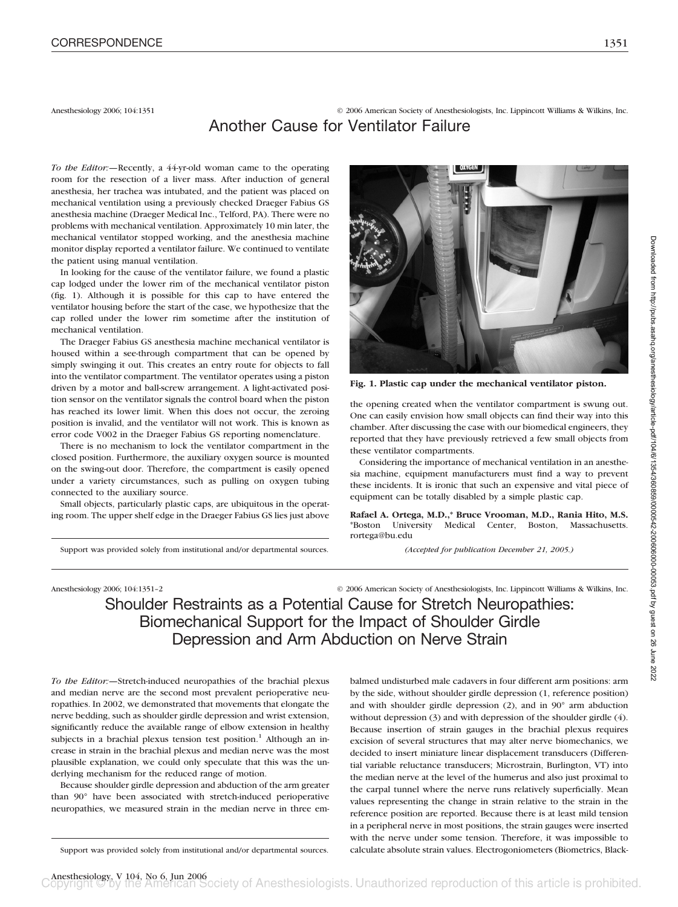Anesthesiology 2006; 104:1351 © 2006 American Society of Anesthesiologists, Inc. Lippincott Williams & Wilkins, Inc.

# Another Cause for Ventilator Failure

*To the Editor:*—Recently, a 44-yr-old woman came to the operating room for the resection of a liver mass. After induction of general anesthesia, her trachea was intubated, and the patient was placed on mechanical ventilation using a previously checked Draeger Fabius GS anesthesia machine (Draeger Medical Inc., Telford, PA). There were no problems with mechanical ventilation. Approximately 10 min later, the mechanical ventilator stopped working, and the anesthesia machine monitor display reported a ventilator failure. We continued to ventilate the patient using manual ventilation.

In looking for the cause of the ventilator failure, we found a plastic cap lodged under the lower rim of the mechanical ventilator piston (fig. 1). Although it is possible for this cap to have entered the ventilator housing before the start of the case, we hypothesize that the cap rolled under the lower rim sometime after the institution of mechanical ventilation.

The Draeger Fabius GS anesthesia machine mechanical ventilator is housed within a see-through compartment that can be opened by simply swinging it out. This creates an entry route for objects to fall into the ventilator compartment. The ventilator operates using a piston driven by a motor and ball-screw arrangement. A light-activated position sensor on the ventilator signals the control board when the piston has reached its lower limit. When this does not occur, the zeroing position is invalid, and the ventilator will not work. This is known as error code V002 in the Draeger Fabius GS reporting nomenclature.

There is no mechanism to lock the ventilator compartment in the closed position. Furthermore, the auxiliary oxygen source is mounted on the swing-out door. Therefore, the compartment is easily opened under a variety circumstances, such as pulling on oxygen tubing connected to the auxiliary source.

Small objects, particularly plastic caps, are ubiquitous in the operating room. The upper shelf edge in the Draeger Fabius GS lies just above the opening created when the ventilator compartment is swung out. One can easily envision how small objects can find their way into this chamber. After discussing the case with our biomedical engineers, they reported that they have previously retrieved a few small objects from these ventilator compartments.

**Fig. 1. Plastic cap under the mechanical ventilator piston.**

Considering the importance of mechanical ventilation in an anesthesia machine, equipment manufacturers must find a way to prevent these incidents. It is ironic that such an expensive and vital piece of equipment can be totally disabled by a simple plastic cap.

**Rafael A. Ortega, M.D.,\* Bruce Vrooman, M.D., Rania Hito, M.S.** \*Boston University Medical Center, Boston, Massachusetts. rortega@bu.edu

*(Accepted for publication December 21, 2005.)*

Support was provided solely from institutional and/or departmental sources.

Anesthesiology 2006; 104:1351–2 © 2006 American Society of Anesthesiologists, Inc. Lippincott Williams & Wilkins, Inc.

# Shoulder Restraints as a Potential Cause for Stretch Neuropathies: Biomechanical Support for the Impact of Shoulder Girdle Depression and Arm Abduction on Nerve Strain

*To the Editor:*—Stretch-induced neuropathies of the brachial plexus and median nerve are the second most prevalent perioperative neuropathies. In 2002, we demonstrated that movements that elongate the nerve bedding, such as shoulder girdle depression and wrist extension, significantly reduce the available range of elbow extension in healthy subjects in a brachial plexus tension test position.[1] Although an increase in strain in the brachial plexus and median nerve was the most plausible explanation, we could only speculate that this was the underlying mechanism for the reduced range of motion.

Because shoulder girdle depression and abduction of the arm greater than 90° have been associated with stretch-induced perioperative neuropathies, we measured strain in the median nerve in three embalmed undisturbed male cadavers in four different arm positions: arm by the side, without shoulder girdle depression (1, reference position) and with shoulder girdle depression (2), and in 90° arm abduction without depression (3) and with depression of the shoulder girdle (4). Because insertion of strain gauges in the brachial plexus requires excision of several structures that may alter nerve biomechanics, we decided to insert miniature linear displacement transducers (Differential variable reluctance transducers; Microstrain, Burlington, VT) into the median nerve at the level of the humerus and also just proximal to the carpal tunnel where the nerve runs relatively superficially. Mean values representing the change in strain relative to the strain in the reference position are reported. Because there is at least mild tension in a peripheral nerve in most positions, the strain gauges were inserted with the nerve under some tension. Therefore, it was impossible to calculate absolute strain values. Electrogoniometers (Biometrics, Black-

Support was provided solely from institutional and/or departmental sources.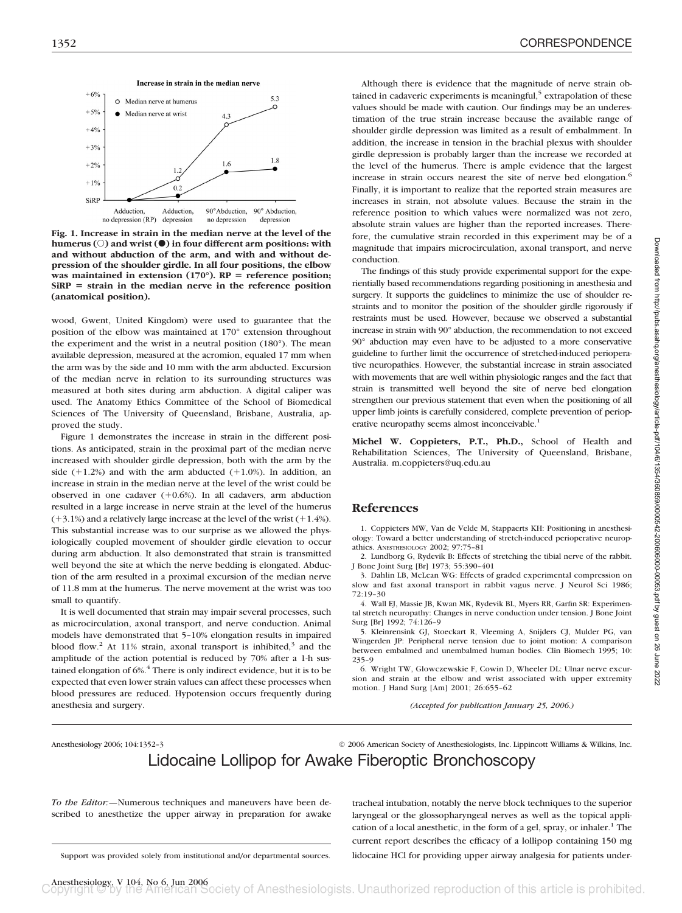Increase in strain in the median nerve

+6%
+5%
+4%
+3%
+2%
+1%
SiRP

○ Median nerve at humerus
● Median nerve at wrist

1.2
0.2
4.3
1.6
5.3
1.8

Adduction, no depression (RP)
Adduction, depression
90° Abduction, no depression
90° Abduction, depression

**Fig. 1. Increase in strain in the median nerve at the level of the humerus (○) and wrist (●) in four different arm positions: with and without abduction of the arm, and with and without depression of the shoulder girdle. In all four positions, the elbow was maintained in extension (170°). RP = reference position; SiRP = strain in the median nerve in the reference position (anatomical position).**

wood, Gwent, United Kingdom) were used to guarantee that the position of the elbow was maintained at 170° extension throughout the experiment and the wrist in a neutral position (180°). The mean available depression, measured at the acromion, equaled 17 mm when the arm was by the side and 10 mm with the arm abducted. Excursion of the median nerve in relation to its surrounding structures was measured at both sites during arm abduction. A digital caliper was used. The Anatomy Ethics Committee of the School of Biomedical Sciences of The University of Queensland, Brisbane, Australia, approved the study.

Figure 1 demonstrates the increase in strain in the different positions. As anticipated, strain in the proximal part of the median nerve increased with shoulder girdle depression, both with the arm by the side (+1.2%) and with the arm abducted (+1.0%). In addition, an increase in strain in the median nerve at the level of the wrist could be observed in one cadaver (+0.6%). In all cadavers, arm abduction resulted in a large increase in nerve strain at the level of the humerus (+3.1%) and a relatively large increase at the level of the wrist (+1.4%). This substantial increase was to our surprise as we allowed the physiologically coupled movement of shoulder girdle elevation to occur during arm abduction. It also demonstrated that strain is transmitted well beyond the site at which the nerve bedding is elongated. Abduction of the arm resulted in a proximal excursion of the median nerve of 11.8 mm at the humerus. The nerve movement at the wrist was too small to quantify.

It is well documented that strain may impair several processes, such as microcirculation, axonal transport, and nerve conduction. Animal models have demonstrated that 5–10% elongation results in impaired blood flow.[2] At 11% strain, axonal transport is inhibited,[3] and the amplitude of the action potential is reduced by 70% after a 1-h sustained elongation of 6%.[4] There is only indirect evidence, but it is to be expected that even lower strain values can affect these processes when blood pressures are reduced. Hypotension occurs frequently during anesthesia and surgery.

Although there is evidence that the magnitude of nerve strain obtained in cadaveric experiments is meaningful,[5] extrapolation of these values should be made with caution. Our findings may be an underestimation of the true strain increase because the available range of shoulder girdle depression was limited as a result of embalmment. In addition, the increase in tension in the brachial plexus with shoulder girdle depression is probably larger than the increase we recorded at the level of the humerus. There is ample evidence that the largest increase in strain occurs nearest the site of nerve bed elongation.[6] Finally, it is important to realize that the reported strain measures are increases in strain, not absolute values. Because the strain in the reference position to which values were normalized was not zero, absolute strain values are higher than the reported increases. Therefore, the cumulative strain recorded in this experiment may be of a magnitude that impairs microcirculation, axonal transport, and nerve conduction.

The findings of this study provide experimental support for the experientially based recommendations regarding positioning in anesthesia and surgery. It supports the guidelines to minimize the use of shoulder restraints and to monitor the position of the shoulder girdle rigorously if restraints must be used. However, because we observed a substantial increase in strain with 90° abduction, the recommendation to not exceed 90° abduction may even have to be adjusted to a more conservative guideline to further limit the occurrence of stretched-induced perioperative neuropathies. However, the substantial increase in strain associated with movements that are well within physiologic ranges and the fact that strain is transmitted well beyond the site of nerve bed elongation strengthen our previous statement that even when the positioning of all upper limb joints is carefully considered, complete prevention of perioperative neuropathy seems almost inconceivable.[1]

**Michel W. Coppieters, P.T., Ph.D.,** School of Health and Rehabilitation Sciences, The University of Queensland, Brisbane, Australia. m.coppieters@uq.edu.au

## References

1. Coppieters MW, Van de Velde M, Stappaerts KH: Positioning in anesthesiology: Toward a better understanding of stretch-induced perioperative neuropathies. Anesthesiology 2002; 97:75–81
2. Lundborg G, Rydevik B: Effects of stretching the tibial nerve of the rabbit. J Bone Joint Surg [Br] 1973; 55:390–401
3. Dahlin LB, McLean WG: Effects of graded experimental compression on slow and fast axonal transport in rabbit vagus nerve. J Neurol Sci 1986; 72:19–30
4. Wall EJ, Massie JB, Kwan MK, Rydevik BL, Myers RR, Garfin SR: Experimental stretch neuropathy: Changes in nerve conduction under tension. J Bone Joint Surg [Br] 1992; 74:126–9
5. Kleinrensink GJ, Stoeckart R, Vleeming A, Snijders CJ, Mulder PG, van Wingerden JP: Peripheral nerve tension due to joint motion: A comparison between embalmed and unembalmed human bodies. Clin Biomech 1995; 10:235–9
6. Wright TW, Glowczewskie F, Cowin D, Wheeler DL: Ulnar nerve excursion and strain at the elbow and wrist associated with upper extremity motion. J Hand Surg [Am] 2001; 26:655–62

*(Accepted for publication January 25, 2006.)*

Anesthesiology 2006; 104:1352–3 © 2006 American Society of Anesthesiologists, Inc. Lippincott Williams & Wilkins, Inc.

# Lidocaine Lollipop for Awake Fiberoptic Bronchoscopy

*To the Editor:*—Numerous techniques and maneuvers have been described to anesthetize the upper airway in preparation for awake tracheal intubation, notably the nerve block techniques to the superior laryngeal or the glossopharyngeal nerves as well as the topical application of a local anesthetic, in the form of a gel, spray, or inhaler.[1] The current report describes the efficacy of a lollipop containing 150 mg lidocaine HCl for providing upper airway analgesia for patients under-

Support was provided solely from institutional and/or departmental sources.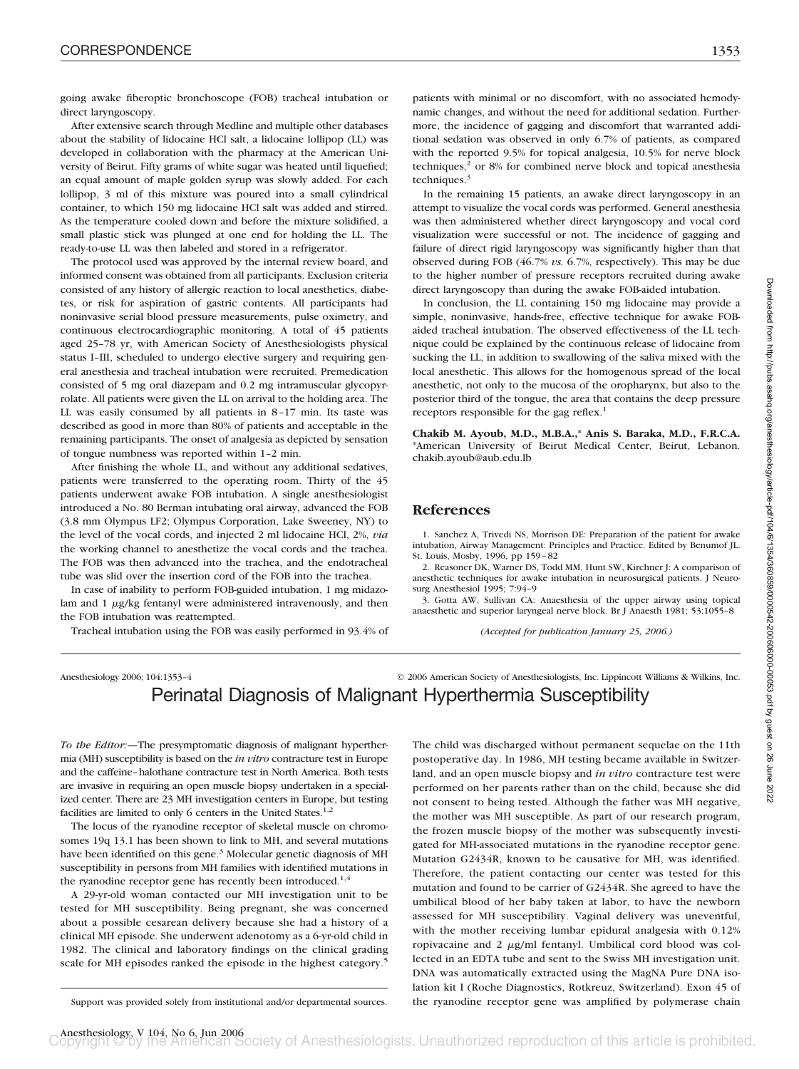going awake fiberoptic bronchoscope (FOB) tracheal intubation or direct laryngoscopy.

After extensive search through Medline and multiple other databases about the stability of lidocaine HCl salt, a lidocaine lollipop (LL) was developed in collaboration with the pharmacy at the American University of Beirut. Fifty grams of white sugar was heated until liquefied; an equal amount of maple golden syrup was slowly added. For each lollipop, 3 ml of this mixture was poured into a small cylindrical container, to which 150 mg lidocaine HCl salt was added and stirred. As the temperature cooled down and before the mixture solidified, a small plastic stick was plunged at one end for holding the LL. The ready-to-use LL was then labeled and stored in a refrigerator.

The protocol used was approved by the internal review board, and informed consent was obtained from all participants. Exclusion criteria consisted of any history of allergic reaction to local anesthetics, diabetes, or risk for aspiration of gastric contents. All participants had noninvasive serial blood pressure measurements, pulse oximetry, and continuous electrocardiographic monitoring. A total of 45 patients aged 25–78 yr, with American Society of Anesthesiologists physical status I–III, scheduled to undergo elective surgery and requiring general anesthesia and tracheal intubation were recruited. Premedication consisted of 5 mg oral diazepam and 0.2 mg intramuscular glycopyrrolate. All patients were given the LL on arrival to the holding area. The LL was easily consumed by all patients in 8–17 min. Its taste was described as good in more than 80% of patients and acceptable in the remaining participants. The onset of analgesia as depicted by sensation of tongue numbness was reported within 1–2 min.

After finishing the whole LL, and without any additional sedatives, patients were transferred to the operating room. Thirty of the 45 patients underwent awake FOB intubation. A single anesthesiologist introduced a No. 80 Berman intubating oral airway, advanced the FOB (3.8 mm Olympus LF2; Olympus Corporation, Lake Sweeney, NY) to the level of the vocal cords, and injected 2 ml lidocaine HCl, 2%, *via* the working channel to anesthetize the vocal cords and the trachea. The FOB was then advanced into the trachea, and the endotracheal tube was slid over the insertion cord of the FOB into the trachea.

In case of inability to perform FOB-guided intubation, 1 mg midazolam and 1 $\mu$g/kg fentanyl were administered intravenously, and then the FOB intubation was reattempted.

Tracheal intubation using the FOB was easily performed in 93.4% of patients with minimal or no discomfort, with no associated hemodynamic changes, and without the need for additional sedation. Furthermore, the incidence of gagging and discomfort that warranted additional sedation was observed in only 6.7% of patients, as compared with the reported 9.5% for topical analgesia, 10.5% for nerve block techniques,[2] or 8% for combined nerve block and topical anesthesia techniques.[3]

In the remaining 15 patients, an awake direct laryngoscopy in an attempt to visualize the vocal cords was performed. General anesthesia was then administered whether direct laryngoscopy and vocal cord visualization were successful or not. The incidence of gagging and failure of direct rigid laryngoscopy was significantly higher than that observed during FOB (46.7% *vs.* 6.7%, respectively). This may be due to the higher number of pressure receptors recruited during awake direct laryngoscopy than during the awake FOB-aided intubation.

In conclusion, the LL containing 150 mg lidocaine may provide a simple, noninvasive, hands-free, effective technique for awake FOB-aided tracheal intubation. The observed effectiveness of the LL technique could be explained by the continuous release of lidocaine from sucking the LL, in addition to swallowing of the saliva mixed with the local anesthetic. This allows for the homogenous spread of the local anesthetic, not only to the mucosa of the oropharynx, but also to the posterior third of the tongue, the area that contains the deep pressure receptors responsible for the gag reflex.[1]

**Chakib M. Ayoub, M.D., M.B.A.,\* Anis S. Baraka, M.D., F.R.C.A.** \*American University of Beirut Medical Center, Beirut, Lebanon. chakib.ayoub@aub.edu.lb

## References

1. Sanchez A, Trivedi NS, Morrison DE: Preparation of the patient for awake intubation, Airway Management: Principles and Practice. Edited by Benumof JL. St. Louis, Mosby, 1996, pp 159–82
2. Reasoner DK, Warner DS, Todd MM, Hunt SW, Kirchner J: A comparison of anesthetic techniques for awake intubation in neurosurgical patients. J Neurosurg Anesthesiol 1995; 7:94–9
3. Gotta AW, Sullivan CA: Anaesthesia of the upper airway using topical anaesthetic and superior laryngeal nerve block. Br J Anaesth 1981; 53:1055–8

*(Accepted for publication January 25, 2006.)*

Anesthesiology 2006; 104:1353–4 © 2006 American Society of Anesthesiologists, Inc. Lippincott Williams & Wilkins, Inc.

# Perinatal Diagnosis of Malignant Hyperthermia Susceptibility

*To the Editor:*—The presymptomatic diagnosis of malignant hyperthermia (MH) susceptibility is based on the *in vitro* contracture test in Europe and the caffeine–halothane contracture test in North America. Both tests are invasive in requiring an open muscle biopsy undertaken in a specialized center. There are 23 MH investigation centers in Europe, but testing facilities are limited to only 6 centers in the United States.[1,2]

The locus of the ryanodine receptor of skeletal muscle on chromosomes 19q 13.1 has been shown to link to MH, and several mutations have been identified on this gene.[3] Molecular genetic diagnosis of MH susceptibility in persons from MH families with identified mutations in the ryanodine receptor gene has recently been introduced.[1,4]

A 29-yr-old woman contacted our MH investigation unit to be tested for MH susceptibility. Being pregnant, she was concerned about a possible cesarean delivery because she had a history of a clinical MH episode. She underwent adenotomy as a 6-yr-old child in 1982. The clinical and laboratory findings on the clinical grading scale for MH episodes ranked the episode in the highest category.[5] The child was discharged without permanent sequelae on the 11th postoperative day. In 1986, MH testing became available in Switzerland, and an open muscle biopsy and *in vitro* contracture test were performed on her parents rather than on the child, because she did not consent to being tested. Although the father was MH negative, the mother was MH susceptible. As part of our research program, the frozen muscle biopsy of the mother was subsequently investigated for MH-associated mutations in the ryanodine receptor gene. Mutation G2434R, known to be causative for MH, was identified. Therefore, the patient contacting our center was tested for this mutation and found to be carrier of G2434R. She agreed to have the umbilical blood of her baby taken at labor, to have the newborn assessed for MH susceptibility. Vaginal delivery was uneventful, with the mother receiving lumbar epidural analgesia with 0.12% ropivacaine and 2 $\mu$g/ml fentanyl. Umbilical cord blood was collected in an EDTA tube and sent to the Swiss MH investigation unit. DNA was automatically extracted using the MagNA Pure DNA isolation kit I (Roche Diagnostics, Rotkreuz, Switzerland). Exon 45 of the ryanodine receptor gene was amplified by polymerase chain

Support was provided solely from institutional and/or departmental sources.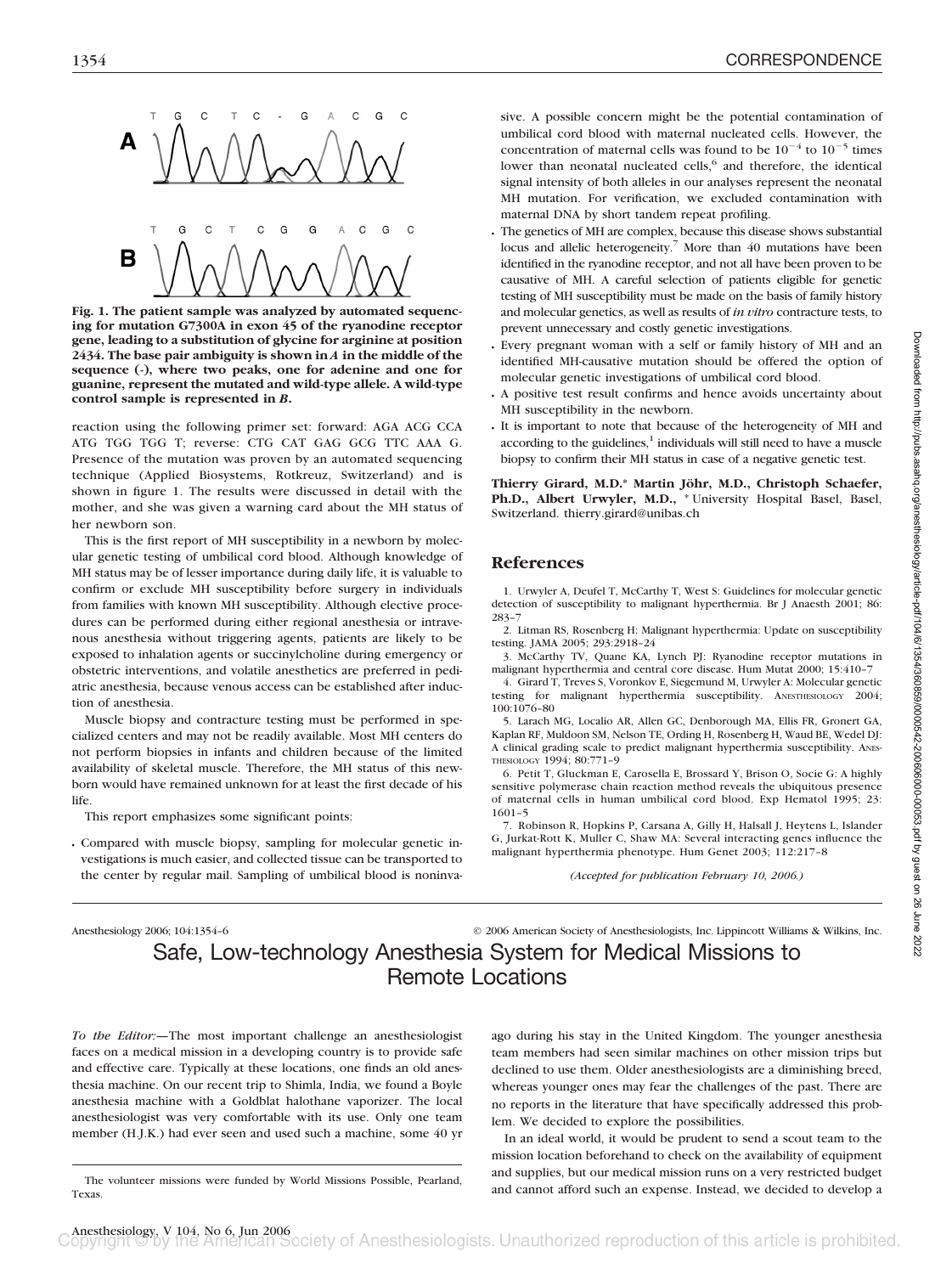**Fig. 1. The patient sample was analyzed by automated sequencing for mutation G7300A in exon 45 of the ryanodine receptor gene, leading to a substitution of glycine for arginine at position 2434. The base pair ambiguity is shown in *A* in the middle of the sequence (-), where two peaks, one for adenine and one for guanine, represent the mutated and wild-type allele. A wild-type control sample is represented in *B*.**

reaction using the following primer set: forward: AGA ACG CCA ATG TGG TGG T; reverse: CTG CAT GAG GCG TTC AAA G. Presence of the mutation was proven by an automated sequencing technique (Applied Biosystems, Rotkreuz, Switzerland) and is shown in figure 1. The results were discussed in detail with the mother, and she was given a warning card about the MH status of her newborn son.

This is the first report of MH susceptibility in a newborn by molecular genetic testing of umbilical cord blood. Although knowledge of MH status may be of lesser importance during daily life, it is valuable to confirm or exclude MH susceptibility before surgery in individuals from families with known MH susceptibility. Although elective procedures can be performed during either regional anesthesia or intravenous anesthesia without triggering agents, patients are likely to be exposed to inhalation agents or succinylcholine during emergency or obstetric interventions, and volatile anesthetics are preferred in pediatric anesthesia, because venous access can be established after induction of anesthesia.

Muscle biopsy and contracture testing must be performed in specialized centers and may not be readily available. Most MH centers do not perform biopsies in infants and children because of the limited availability of skeletal muscle. Therefore, the MH status of this newborn would have remained unknown for at least the first decade of his life.

This report emphasizes some significant points:

- Compared with muscle biopsy, sampling for molecular genetic investigations is much easier, and collected tissue can be transported to the center by regular mail. Sampling of umbilical blood is noninvasive. A possible concern might be the potential contamination of umbilical cord blood with maternal nucleated cells. However, the concentration of maternal cells was found to be $10^{-4}$ to $10^{-5}$ times lower than neonatal nucleated cells,[6] and therefore, the identical signal intensity of both alleles in our analyses represent the neonatal MH mutation. For verification, we excluded contamination with maternal DNA by short tandem repeat profiling.
- The genetics of MH are complex, because this disease shows substantial locus and allelic heterogeneity.[7] More than 40 mutations have been identified in the ryanodine receptor, and not all have been proven to be causative of MH. A careful selection of patients eligible for genetic testing of MH susceptibility must be made on the basis of family history and molecular genetics, as well as results of *in vitro* contracture tests, to prevent unnecessary and costly genetic investigations.
- Every pregnant woman with a self or family history of MH and an identified MH-causative mutation should be offered the option of molecular genetic investigations of umbilical cord blood.
- A positive test result confirms and hence avoids uncertainty about MH susceptibility in the newborn.
- It is important to note that because of the heterogeneity of MH and according to the guidelines,[1] individuals will still need to have a muscle biopsy to confirm their MH status in case of a negative genetic test.

**Thierry Girard, M.D.,\* Martin Jöhr, M.D., Christoph Schaefer, Ph.D., Albert Urwyler, M.D.,** \* University Hospital Basel, Basel, Switzerland. thierry.girard@unibas.ch

## References

1. Urwyler A, Deufel T, McCarthy T, West S: Guidelines for molecular genetic detection of susceptibility to malignant hyperthermia. Br J Anaesth 2001; 86: 283–7
2. Litman RS, Rosenberg H: Malignant hyperthermia: Update on susceptibility testing. JAMA 2005; 293:2918–24
3. McCarthy TV, Quane KA, Lynch PJ: Ryanodine receptor mutations in malignant hyperthermia and central core disease. Hum Mutat 2000; 15:410–7
4. Girard T, Treves S, Voronkov E, Siegemund M, Urwyler A: Molecular genetic testing for malignant hyperthermia susceptibility. ANESTHESIOLOGY 2004; 100:1076–80
5. Larach MG, Localio AR, Allen GC, Denborough MA, Ellis FR, Gronert GA, Kaplan RF, Muldoon SM, Nelson TE, Ording H, Rosenberg H, Waud BE, Wedel DJ: A clinical grading scale to predict malignant hyperthermia susceptibility. ANESTHESIOLOGY 1994; 80:771–9
6. Petit T, Gluckman E, Carosella E, Brossard Y, Brison O, Socie G: A highly sensitive polymerase chain reaction method reveals the ubiquitous presence of maternal cells in human umbilical cord blood. Exp Hematol 1995; 23: 1601–5
7. Robinson R, Hopkins P, Carsana A, Gilly H, Halsall J, Heytens L, Islander G, Jurkat-Rott K, Muller C, Shaw MA: Several interacting genes influence the malignant hyperthermia phenotype. Hum Genet 2003; 112:217–8

*(Accepted for publication February 10, 2006.)*

# Safe, Low-technology Anesthesia System for Medical Missions to Remote Locations

*To the Editor:*—The most important challenge an anesthesiologist faces on a medical mission in a developing country is to provide safe and effective care. Typically at these locations, one finds an old anesthesia machine. On our recent trip to Shimla, India, we found a Boyle anesthesia machine with a Goldblat halothane vaporizer. The local anesthesiologist was very comfortable with its use. Only one team member (H.J.K.) had ever seen and used such a machine, some 40 yr ago during his stay in the United Kingdom. The younger anesthesia team members had seen similar machines on other mission trips but declined to use them. Older anesthesiologists are a diminishing breed, whereas younger ones may fear the challenges of the past. There are no reports in the literature that have specifically addressed this problem. We decided to explore the possibilities.

In an ideal world, it would be prudent to send a scout team to the mission location beforehand to check on the availability of equipment and supplies, but our medical mission runs on a very restricted budget and cannot afford such an expense. Instead, we decided to develop a

The volunteer missions were funded by World Missions Possible, Pearland, Texas.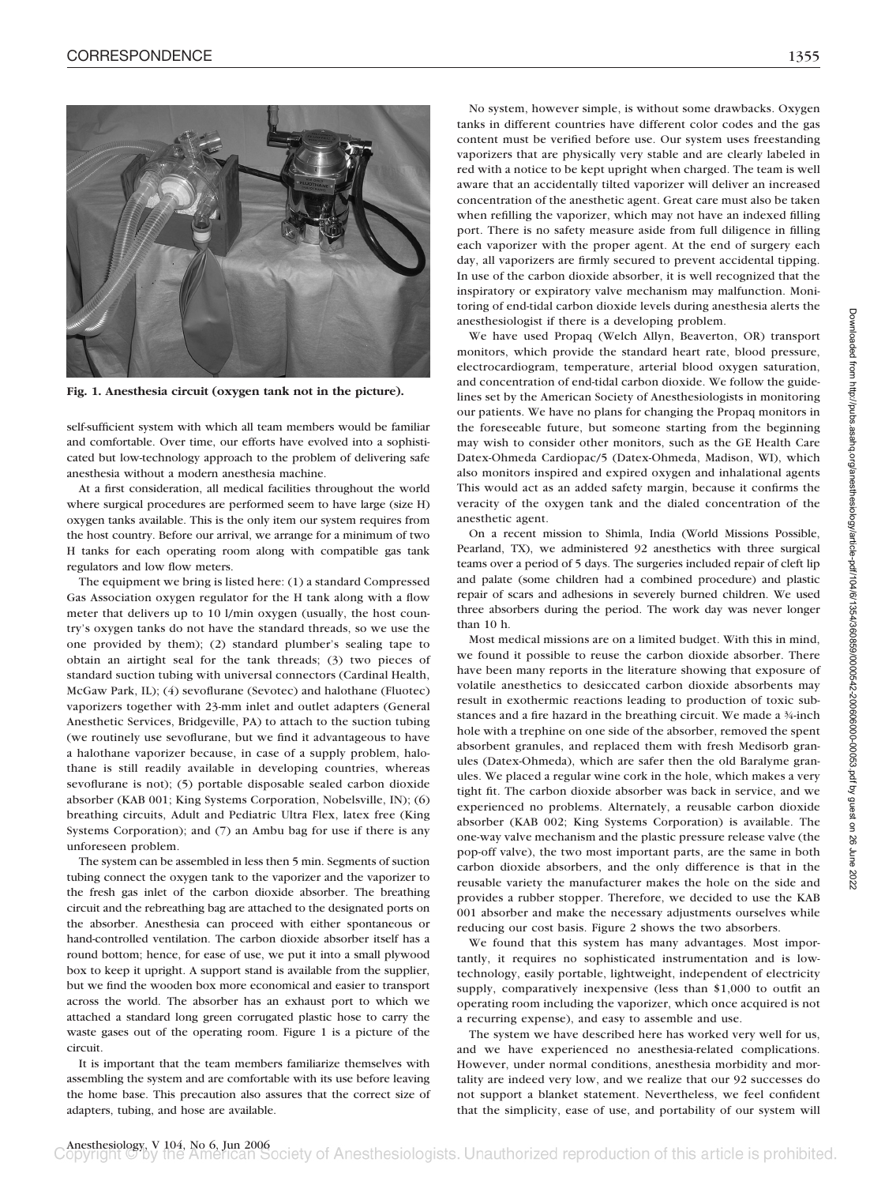Fig. 1. Anesthesia circuit (oxygen tank not in the picture).

self-sufficient system with which all team members would be familiar and comfortable. Over time, our efforts have evolved into a sophisticated but low-technology approach to the problem of delivering safe anesthesia without a modern anesthesia machine.

At a first consideration, all medical facilities throughout the world where surgical procedures are performed seem to have large (size H) oxygen tanks available. This is the only item our system requires from the host country. Before our arrival, we arrange for a minimum of two H tanks for each operating room along with compatible gas tank regulators and low flow meters.

The equipment we bring is listed here: (1) a standard Compressed Gas Association oxygen regulator for the H tank along with a flow meter that delivers up to 10 l/min oxygen (usually, the host country's oxygen tanks do not have the standard threads, so we use the one provided by them); (2) standard plumber's sealing tape to obtain an airtight seal for the tank threads; (3) two pieces of standard suction tubing with universal connectors (Cardinal Health, McGaw Park, IL); (4) sevoflurane (Sevotec) and halothane (Fluotec) vaporizers together with 23-mm inlet and outlet adapters (General Anesthetic Services, Bridgeville, PA) to attach to the suction tubing (we routinely use sevoflurane, but we find it advantageous to have a halothane vaporizer because, in case of a supply problem, halothane is still readily available in developing countries, whereas sevoflurane is not); (5) portable disposable sealed carbon dioxide absorber (KAB 001; King Systems Corporation, Nobelsville, IN); (6) breathing circuits, Adult and Pediatric Ultra Flex, latex free (King Systems Corporation); and (7) an Ambu bag for use if there is any unforeseen problem.

The system can be assembled in less then 5 min. Segments of suction tubing connect the oxygen tank to the vaporizer and the vaporizer to the fresh gas inlet of the carbon dioxide absorber. The breathing circuit and the rebreathing bag are attached to the designated ports on the absorber. Anesthesia can proceed with either spontaneous or hand-controlled ventilation. The carbon dioxide absorber itself has a round bottom; hence, for ease of use, we put it into a small plywood box to keep it upright. A support stand is available from the supplier, but we find the wooden box more economical and easier to transport across the world. The absorber has an exhaust port to which we attached a standard long green corrugated plastic hose to carry the waste gases out of the operating room. Figure 1 is a picture of the circuit.

It is important that the team members familiarize themselves with assembling the system and are comfortable with its use before leaving the home base. This precaution also assures that the correct size of adapters, tubing, and hose are available.

No system, however simple, is without some drawbacks. Oxygen tanks in different countries have different color codes and the gas content must be verified before use. Our system uses freestanding vaporizers that are physically very stable and are clearly labeled in red with a notice to be kept upright when charged. The team is well aware that an accidentally tilted vaporizer will deliver an increased concentration of the anesthetic agent. Great care must also be taken when refilling the vaporizer, which may not have an indexed filling port. There is no safety measure aside from full diligence in filling each vaporizer with the proper agent. At the end of surgery each day, all vaporizers are firmly secured to prevent accidental tipping. In use of the carbon dioxide absorber, it is well recognized that the inspiratory or expiratory valve mechanism may malfunction. Monitoring of end-tidal carbon dioxide levels during anesthesia alerts the anesthesiologist if there is a developing problem.

We have used Propaq (Welch Allyn, Beaverton, OR) transport monitors, which provide the standard heart rate, blood pressure, electrocardiogram, temperature, arterial blood oxygen saturation, and concentration of end-tidal carbon dioxide. We follow the guidelines set by the American Society of Anesthesiologists in monitoring our patients. We have no plans for changing the Propaq monitors in the foreseeable future, but someone starting from the beginning may wish to consider other monitors, such as the GE Health Care Datex-Ohmeda Cardiopac/5 (Datex-Ohmeda, Madison, WI), which also monitors inspired and expired oxygen and inhalational agents This would act as an added safety margin, because it confirms the veracity of the oxygen tank and the dialed concentration of the anesthetic agent.

On a recent mission to Shimla, India (World Missions Possible, Pearland, TX), we administered 92 anesthetics with three surgical teams over a period of 5 days. The surgeries included repair of cleft lip and palate (some children had a combined procedure) and plastic repair of scars and adhesions in severely burned children. We used three absorbers during the period. The work day was never longer than 10 h.

Most medical missions are on a limited budget. With this in mind, we found it possible to reuse the carbon dioxide absorber. There have been many reports in the literature showing that exposure of volatile anesthetics to desiccated carbon dioxide absorbents may result in exothermic reactions leading to production of toxic substances and a fire hazard in the breathing circuit. We made a ¾-inch hole with a trephine on one side of the absorber, removed the spent absorbent granules, and replaced them with fresh Medisorb granules (Datex-Ohmeda), which are safer then the old Baralyme granules. We placed a regular wine cork in the hole, which makes a very tight fit. The carbon dioxide absorber was back in service, and we experienced no problems. Alternately, a reusable carbon dioxide absorber (KAB 002; King Systems Corporation) is available. The one-way valve mechanism and the plastic pressure release valve (the pop-off valve), the two most important parts, are the same in both carbon dioxide absorbers, and the only difference is that in the reusable variety the manufacturer makes the hole on the side and provides a rubber stopper. Therefore, we decided to use the KAB 001 absorber and make the necessary adjustments ourselves while reducing our cost basis. Figure 2 shows the two absorbers.

We found that this system has many advantages. Most importantly, it requires no sophisticated instrumentation and is low-technology, easily portable, lightweight, independent of electricity supply, comparatively inexpensive (less than $1,000 to outfit an operating room including the vaporizer, which once acquired is not a recurring expense), and easy to assemble and use.

The system we have described here has worked very well for us, and we have experienced no anesthesia-related complications. However, under normal conditions, anesthesia morbidity and mortality are indeed very low, and we realize that our 92 successes do not support a blanket statement. Nevertheless, we feel confident that the simplicity, ease of use, and portability of our system will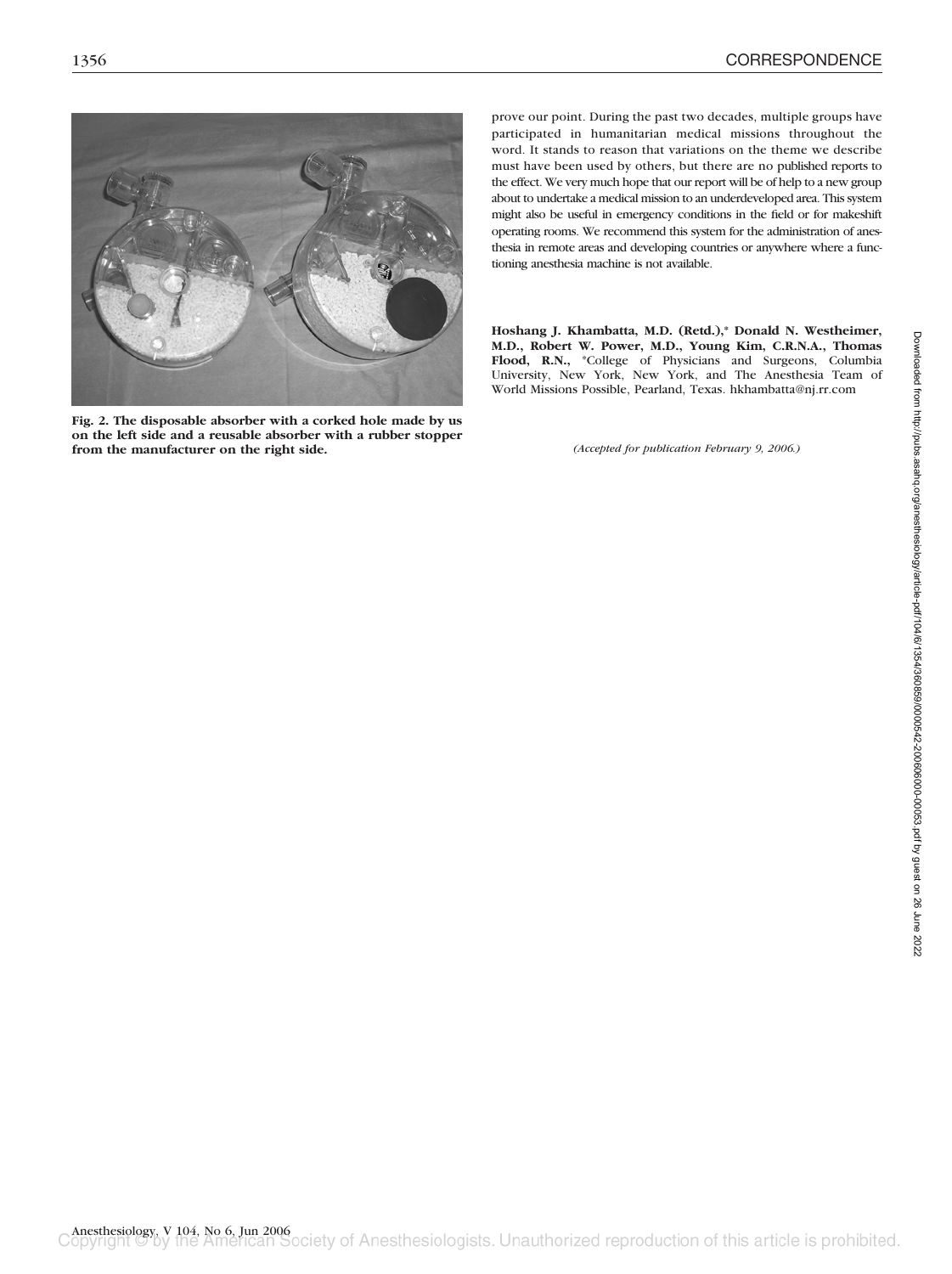Fig. 2. The disposable absorber with a corked hole made by us on the left side and a reusable absorber with a rubber stopper from the manufacturer on the right side.

prove our point. During the past two decades, multiple groups have participated in humanitarian medical missions throughout the word. It stands to reason that variations on the theme we describe must have been used by others, but there are no published reports to the effect. We very much hope that our report will be of help to a new group about to undertake a medical mission to an underdeveloped area. This system might also be useful in emergency conditions in the field or for makeshift operating rooms. We recommend this system for the administration of anesthesia in remote areas and developing countries or anywhere where a functioning anesthesia machine is not available.

**Hoshang J. Khambatta, M.D. (Retd.),* Donald N. Westheimer, M.D., Robert W. Power, M.D., Young Kim, C.R.N.A., Thomas Flood, R.N.,** *College of Physicians and Surgeons, Columbia University, New York, New York, and The Anesthesia Team of World Missions Possible, Pearland, Texas. hkhambatta@nj.rr.com

*(Accepted for publication February 9, 2006.)*